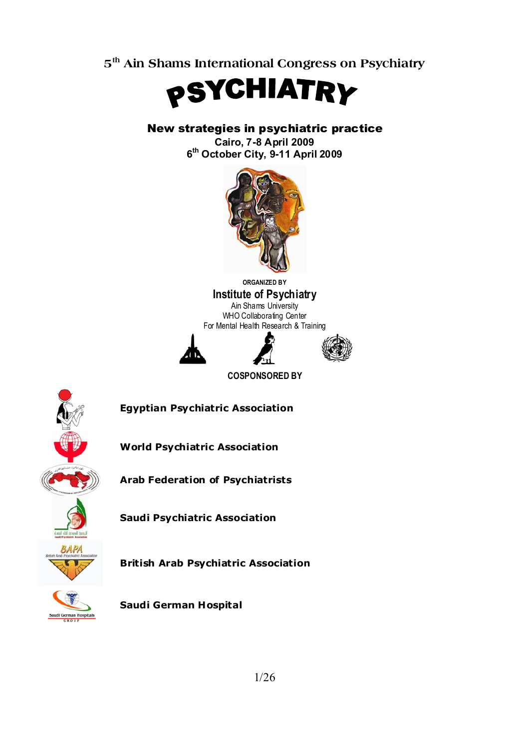5th Ain Shams International Congress on Psychiatry

# PSYCHIATRY

## New strategies in psychiatric practice

**Cairo, 7-8 April 2009**
**6th October City, 9-11 April 2009**

ORGANIZED BY

**Institute of Psychiatry**
Ain Shams University
WHO Collaborating Center
For Mental Health Research & Training

COSPONSORED BY

**Egyptian Psychiatric Association**

**World Psychiatric Association**

**Arab Federation of Psychiatrists**

**Saudi Psychiatric Association**

**British Arab Psychiatric Association**

**Saudi German Hospital**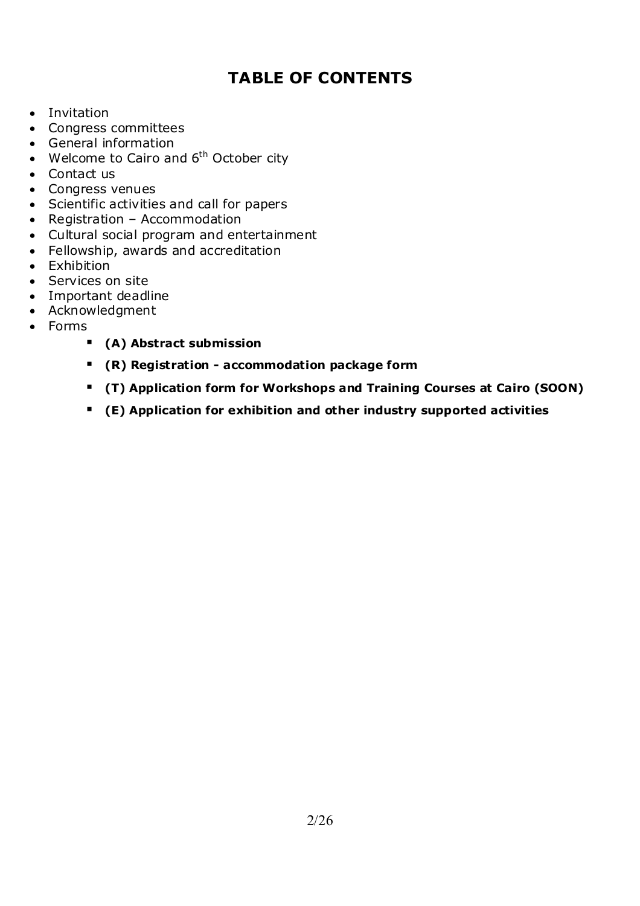# TABLE OF CONTENTS

- Invitation
- Congress committees
- General information
- Welcome to Cairo and 6th October city
- Contact us
- Congress venues
- Scientific activities and call for papers
- Registration – Accommodation
- Cultural social program and entertainment
- Fellowship, awards and accreditation
- Exhibition
- Services on site
- Important deadline
- Acknowledgment
- Forms
  - **(A) Abstract submission**
  - **(R) Registration - accommodation package form**
  - **(T) Application form for Workshops and Training Courses at Cairo (SOON)**
  - **(E) Application for exhibition and other industry supported activities**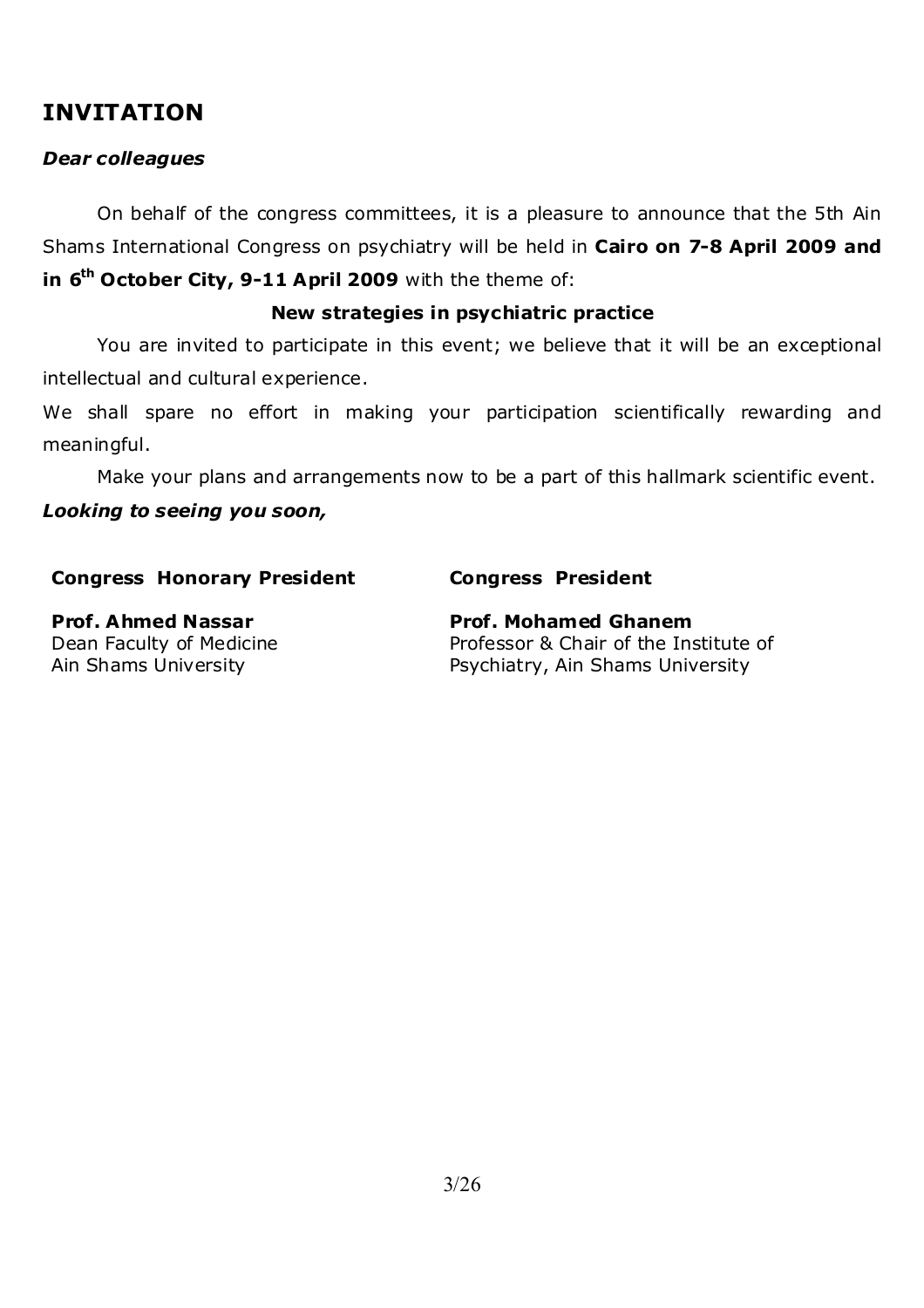# INVITATION

***Dear colleagues***

On behalf of the congress committees, it is a pleasure to announce that the 5th Ain Shams International Congress on psychiatry will be held in **Cairo on 7-8 April 2009 and in 6th October City, 9-11 April 2009** with the theme of:

**New strategies in psychiatric practice**

You are invited to participate in this event; we believe that it will be an exceptional intellectual and cultural experience.

We shall spare no effort in making your participation scientifically rewarding and meaningful.

Make your plans and arrangements now to be a part of this hallmark scientific event.

***Looking to seeing you soon,***

**Congress Honorary President**

**Prof. Ahmed Nassar**
Dean Faculty of Medicine
Ain Shams University

**Congress President**

**Prof. Mohamed Ghanem**
Professor & Chair of the Institute of Psychiatry, Ain Shams University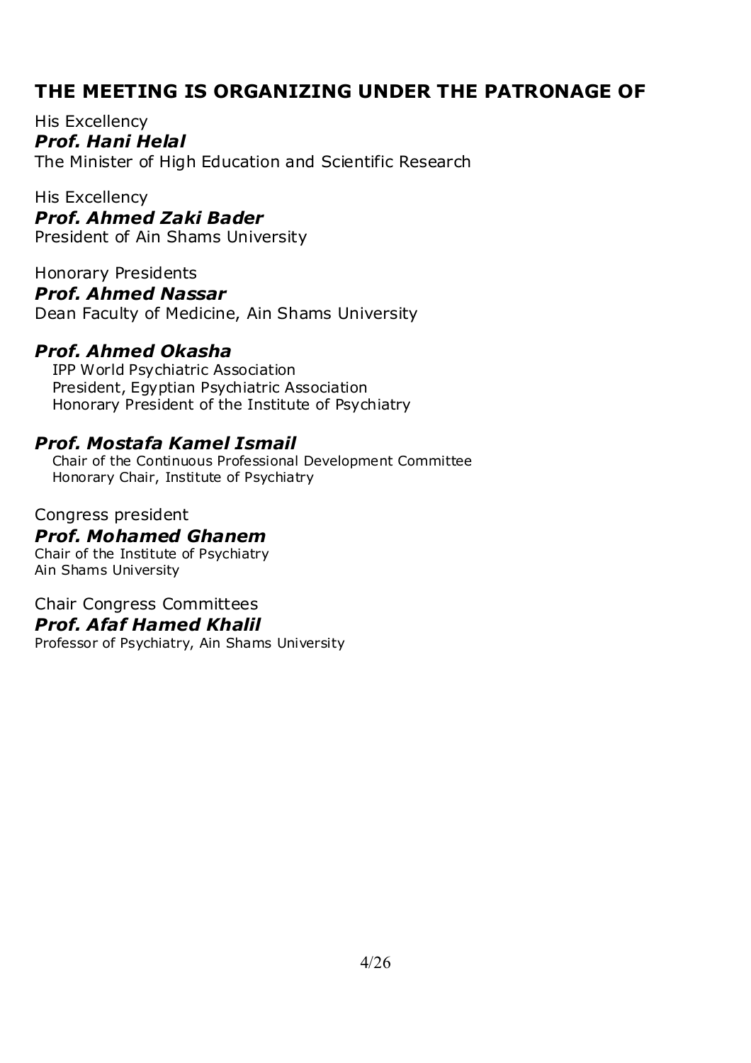## THE MEETING IS ORGANIZING UNDER THE PATRONAGE OF

His Excellency
***Prof. Hani Helal***
The Minister of High Education and Scientific Research

His Excellency
***Prof. Ahmed Zaki Bader***
President of Ain Shams University

Honorary Presidents
***Prof. Ahmed Nassar***
Dean Faculty of Medicine, Ain Shams University

***Prof. Ahmed Okasha***
IPP World Psychiatric Association
President, Egyptian Psychiatric Association
Honorary President of the Institute of Psychiatry

***Prof. Mostafa Kamel Ismail***
Chair of the Continuous Professional Development Committee
Honorary Chair, Institute of Psychiatry

Congress president
***Prof. Mohamed Ghanem***
Chair of the Institute of Psychiatry
Ain Shams University

Chair Congress Committees
***Prof. Afaf Hamed Khalil***
Professor of Psychiatry, Ain Shams University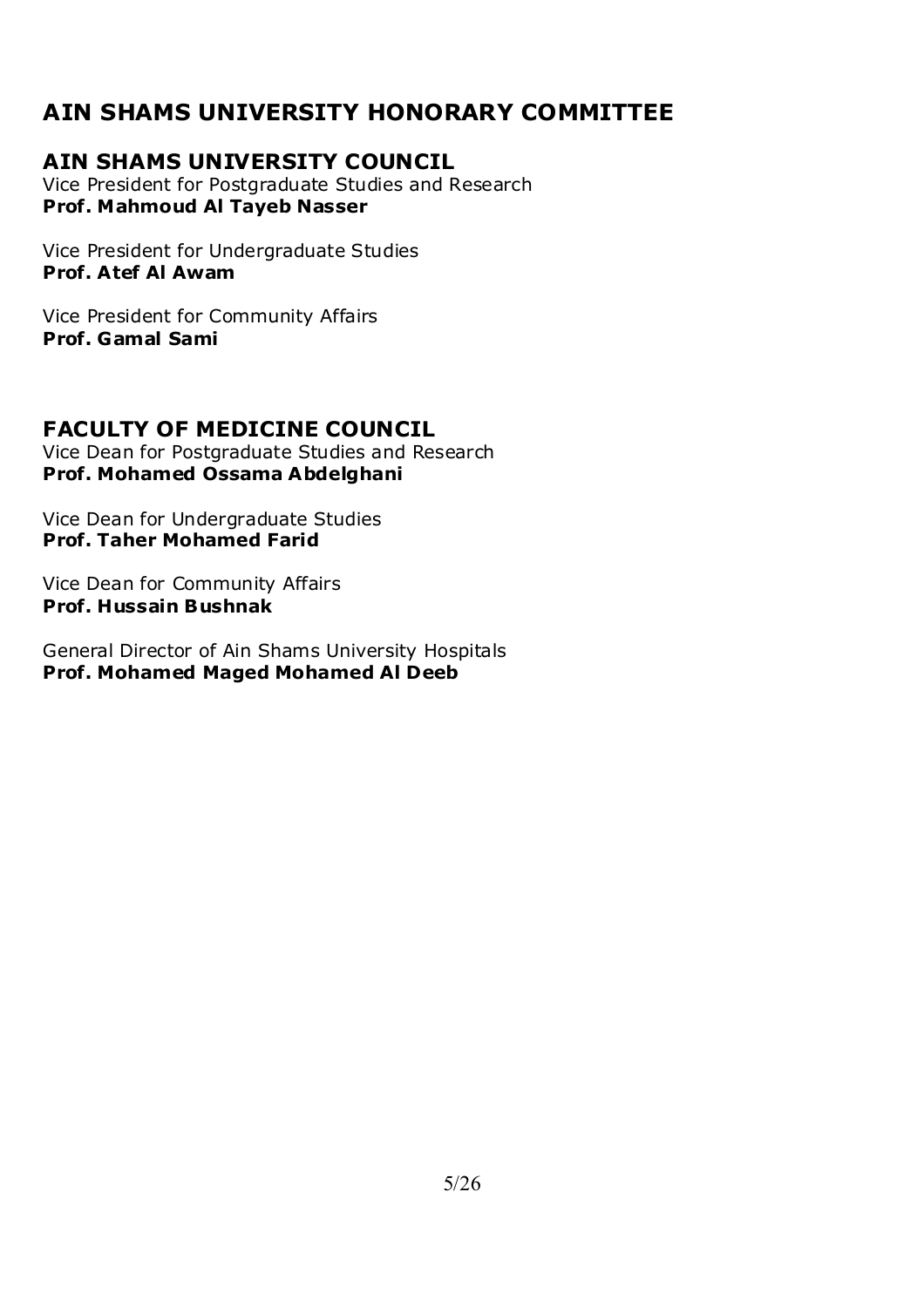# AIN SHAMS UNIVERSITY HONORARY COMMITTEE

## AIN SHAMS UNIVERSITY COUNCIL

Vice President for Postgraduate Studies and Research
**Prof. Mahmoud Al Tayeb Nasser**

Vice President for Undergraduate Studies
**Prof. Atef Al Awam**

Vice President for Community Affairs
**Prof. Gamal Sami**

## FACULTY OF MEDICINE COUNCIL

Vice Dean for Postgraduate Studies and Research
**Prof. Mohamed Ossama Abdelghani**

Vice Dean for Undergraduate Studies
**Prof. Taher Mohamed Farid**

Vice Dean for Community Affairs
**Prof. Hussain Bushnak**

General Director of Ain Shams University Hospitals
**Prof. Mohamed Maged Mohamed Al Deeb**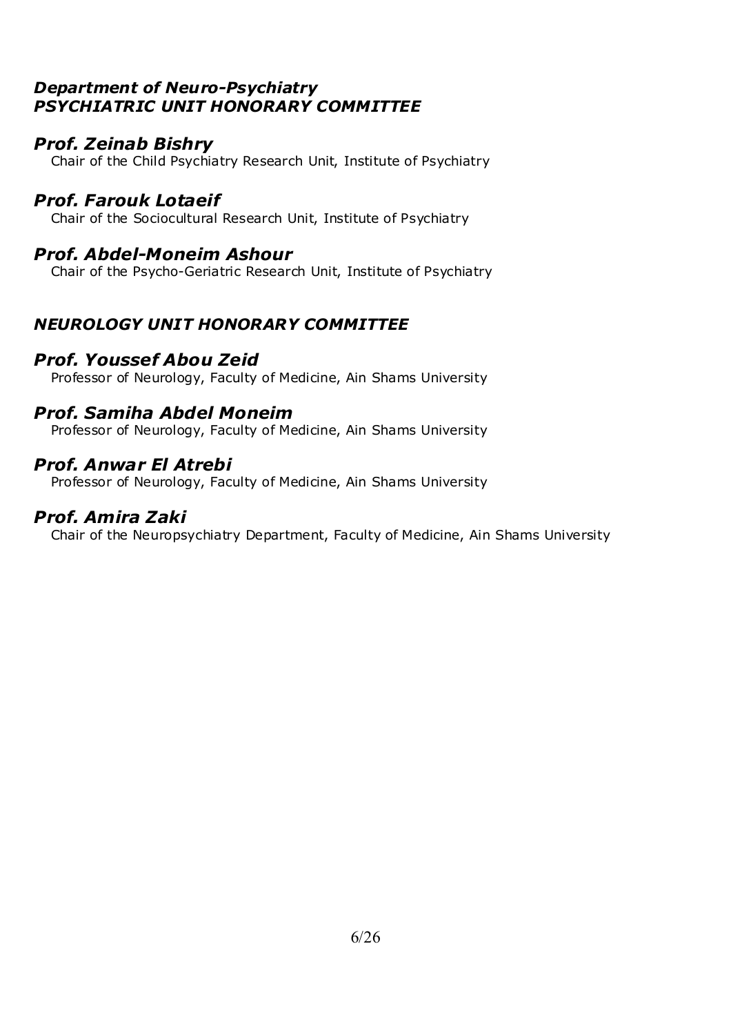## *Department of Neuro-Psychiatry*
## *PSYCHIATRIC UNIT HONORARY COMMITTEE*

### *Prof. Zeinab Bishry*
Chair of the Child Psychiatry Research Unit, Institute of Psychiatry

### *Prof. Farouk Lotaeif*
Chair of the Sociocultural Research Unit, Institute of Psychiatry

### *Prof. Abdel-Moneim Ashour*
Chair of the Psycho-Geriatric Research Unit, Institute of Psychiatry

## *NEUROLOGY UNIT HONORARY COMMITTEE*

### *Prof. Youssef Abou Zeid*
Professor of Neurology, Faculty of Medicine, Ain Shams University

### *Prof. Samiha Abdel Moneim*
Professor of Neurology, Faculty of Medicine, Ain Shams University

### *Prof. Anwar El Atrebi*
Professor of Neurology, Faculty of Medicine, Ain Shams University

### *Prof. Amira Zaki*
Chair of the Neuropsychiatry Department, Faculty of Medicine, Ain Shams University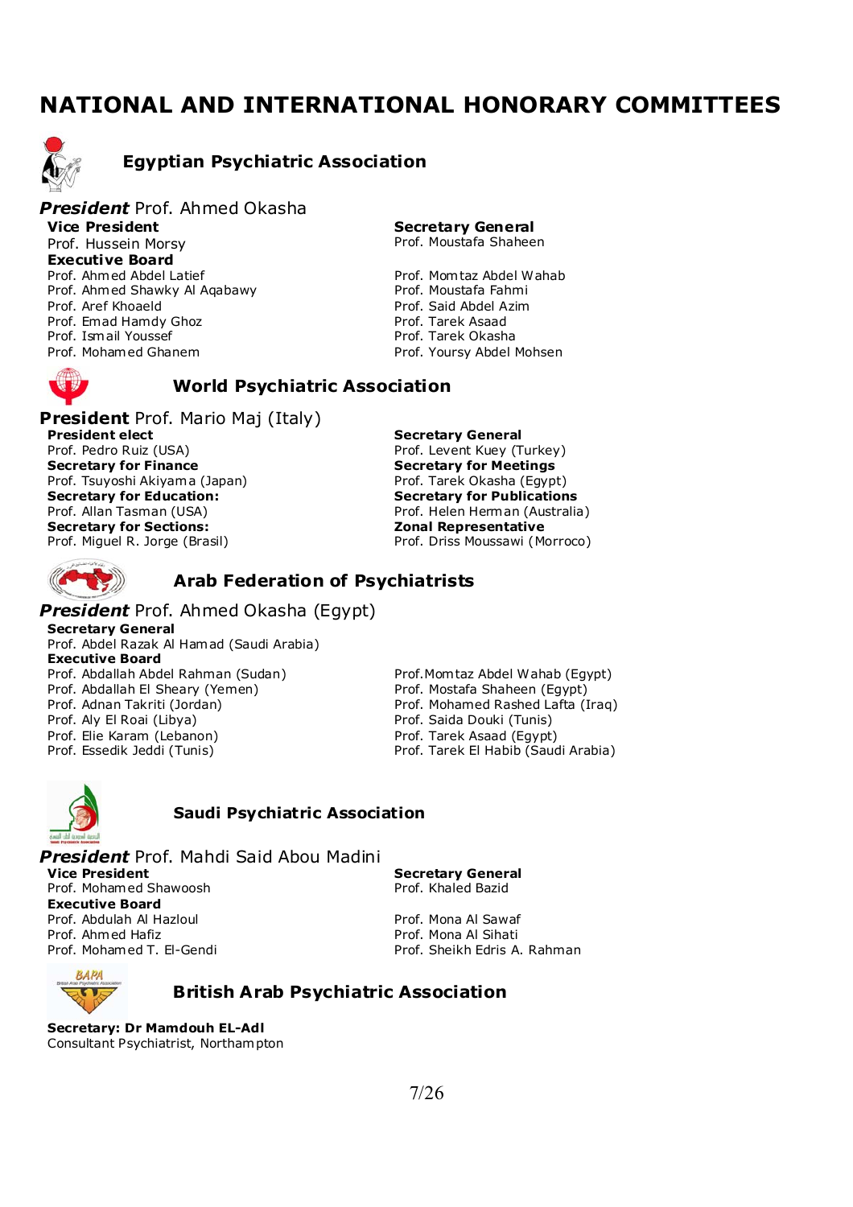# NATIONAL AND INTERNATIONAL HONORARY COMMITTEES

## Egyptian Psychiatric Association

***President*** Prof. Ahmed Okasha

**Vice President**
Prof. Hussein Morsy

**Secretary General**
Prof. Moustafa Shaheen

**Executive Board**
Prof. Ahmed Abdel Latief
Prof. Ahmed Shawky Al Aqabawy
Prof. Aref Khoaeld
Prof. Emad Hamdy Ghoz
Prof. Ismail Youssef
Prof. Mohamed Ghanem
Prof. Momtaz Abdel Wahab
Prof. Moustafa Fahmi
Prof. Said Abdel Azim
Prof. Tarek Asaad
Prof. Tarek Okasha
Prof. Yoursy Abdel Mohsen

## World Psychiatric Association

**President** Prof. Mario Maj (Italy)

**President elect**
Prof. Pedro Ruiz (USA)

**Secretary General**
Prof. Levent Kuey (Turkey)

**Secretary for Finance**
Prof. Tsuyoshi Akiyama (Japan)

**Secretary for Meetings**
Prof. Tarek Okasha (Egypt)

**Secretary for Education:**
Prof. Allan Tasman (USA)

**Secretary for Publications**
Prof. Helen Herman (Australia)

**Secretary for Sections:**
Prof. Miguel R. Jorge (Brasil)

**Zonal Representative**
Prof. Driss Moussawi (Morroco)

## Arab Federation of Psychiatrists

***President*** Prof. Ahmed Okasha (Egypt)

**Secretary General**
Prof. Abdel Razak Al Hamad (Saudi Arabia)

**Executive Board**
Prof. Abdallah Abdel Rahman (Sudan)
Prof. Abdallah El Sheary (Yemen)
Prof. Adnan Takriti (Jordan)
Prof. Aly El Roai (Libya)
Prof. Elie Karam (Lebanon)
Prof. Essedik Jeddi (Tunis)
Prof. Momtaz Abdel Wahab (Egypt)
Prof. Mostafa Shaheen (Egypt)
Prof. Mohamed Rashed Lafta (Iraq)
Prof. Saida Douki (Tunis)
Prof. Tarek Asaad (Egypt)
Prof. Tarek El Habib (Saudi Arabia)

## Saudi Psychiatric Association

***President*** Prof. Mahdi Said Abou Madini

**Vice President**
Prof. Mohamed Shawoosh

**Secretary General**
Prof. Khaled Bazid

**Executive Board**
Prof. Abdulah Al Hazloul
Prof. Ahmed Hafiz
Prof. Mohamed T. El-Gendi
Prof. Mona Al Sawaf
Prof. Mona Al Sihati
Prof. Sheikh Edris A. Rahman

## British Arab Psychiatric Association

**Secretary: Dr Mamdouh EL-Adl**
Consultant Psychiatrist, Northampton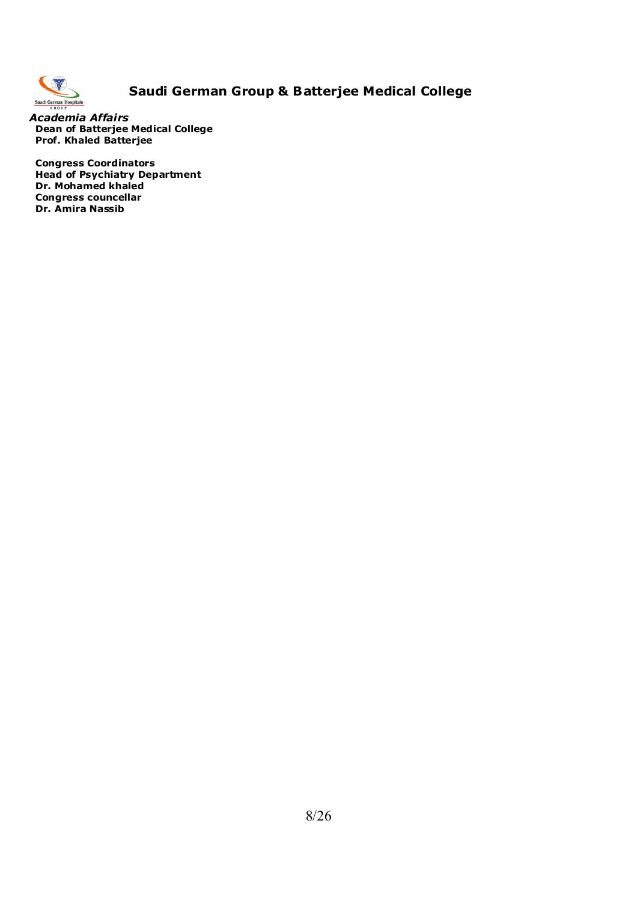# Saudi German Group & Batterjee Medical College

***Academia Affairs***

**Dean of Batterjee Medical College**
**Prof. Khaled Batterjee**

**Congress Coordinators**
**Head of Psychiatry Department**
**Dr. Mohamed khaled**
**Congress councellar**
**Dr. Amira Nassib**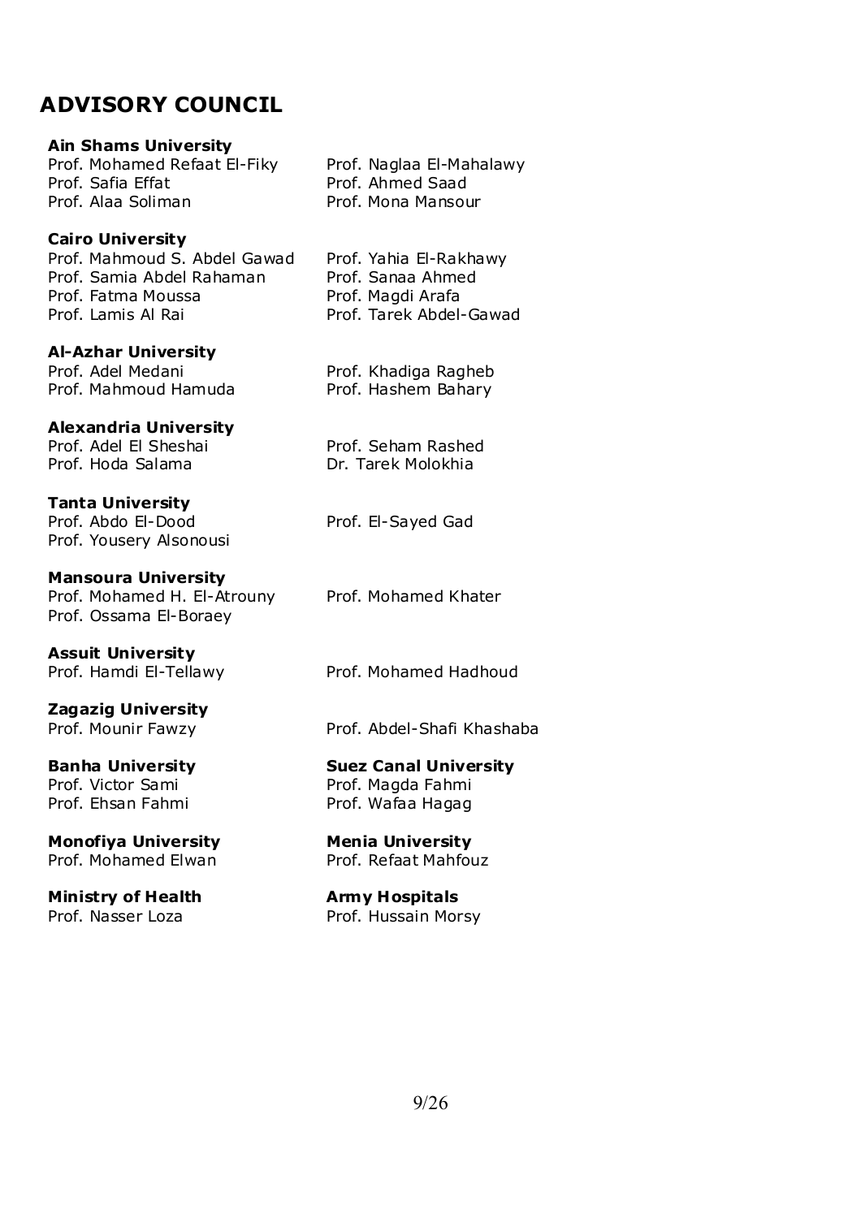# ADVISORY COUNCIL

**Ain Shams University**

Prof. Mohamed Refaat El-Fiky
Prof. Safia Effat
Prof. Alaa Soliman
Prof. Naglaa El-Mahalawy
Prof. Ahmed Saad
Prof. Mona Mansour

**Cairo University**

Prof. Mahmoud S. Abdel Gawad
Prof. Samia Abdel Rahaman
Prof. Fatma Moussa
Prof. Lamis Al Rai
Prof. Yahia El-Rakhawy
Prof. Sanaa Ahmed
Prof. Magdi Arafa
Prof. Tarek Abdel-Gawad

**Al-Azhar University**

Prof. Adel Medani
Prof. Mahmoud Hamuda
Prof. Khadiga Ragheb
Prof. Hashem Bahary

**Alexandria University**

Prof. Adel El Sheshai
Prof. Hoda Salama
Prof. Seham Rashed
Dr. Tarek Molokhia

**Tanta University**

Prof. Abdo El-Dood
Prof. Yousery Alsonousi
Prof. El-Sayed Gad

**Mansoura University**

Prof. Mohamed H. El-Atrouny
Prof. Ossama El-Boraey
Prof. Mohamed Khater

**Assuit University**

Prof. Hamdi El-Tellawy
Prof. Mohamed Hadhoud

**Zagazig University**

Prof. Mounir Fawzy
Prof. Abdel-Shafi Khashaba

**Banha University**

Prof. Victor Sami
Prof. Ehsan Fahmi

**Suez Canal University**

Prof. Magda Fahmi
Prof. Wafaa Hagag

**Monofiya University**

Prof. Mohamed Elwan

**Menia University**

Prof. Refaat Mahfouz

**Ministry of Health**

Prof. Nasser Loza

**Army Hospitals**

Prof. Hussain Morsy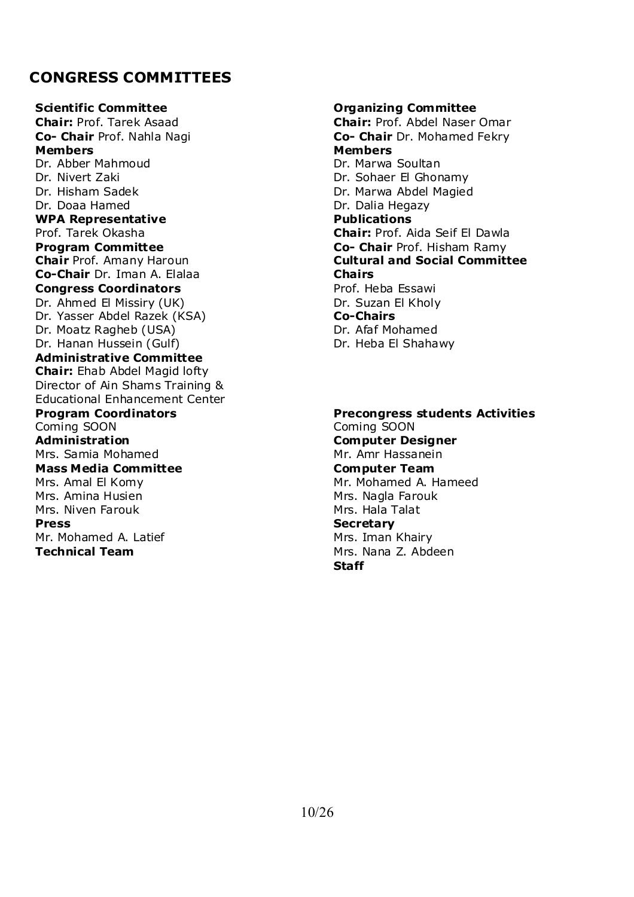## CONGRESS COMMITTEES

**Scientific Committee**
**Chair:** Prof. Tarek Asaad
**Co- Chair** Prof. Nahla Nagi
**Members**
Dr. Abber Mahmoud
Dr. Nivert Zaki
Dr. Hisham Sadek
Dr. Doaa Hamed
**WPA Representative**
Prof. Tarek Okasha
**Program Committee**
**Chair** Prof. Amany Haroun
**Co-Chair** Dr. Iman A. Elalaa
**Congress Coordinators**
Dr. Ahmed El Missiry (UK)
Dr. Yasser Abdel Razek (KSA)
Dr. Moatz Ragheb (USA)
Dr. Hanan Hussein (Gulf)
**Administrative Committee**
**Chair:** Ehab Abdel Magid lofty
Director of Ain Shams Training & Educational Enhancement Center

**Organizing Committee**
**Chair:** Prof. Abdel Naser Omar
**Co- Chair** Dr. Mohamed Fekry
**Members**
Dr. Marwa Soultan
Dr. Sohaer El Ghonamy
Dr. Marwa Abdel Magied
Dr. Dalia Hegazy
**Publications**
**Chair:** Prof. Aida Seif El Dawla
**Co- Chair** Prof. Hisham Ramy
**Cultural and Social Committee**
**Chairs**
Prof. Heba Essawi
Dr. Suzan El Kholy
**Co-Chairs**
Dr. Afaf Mohamed
Dr. Heba El Shahawy

**Program Coordinators**
Coming SOON
**Administration**
Mrs. Samia Mohamed
**Mass Media Committee**
Mrs. Amal El Komy
Mrs. Amina Husien
Mrs. Niven Farouk
**Press**
Mr. Mohamed A. Latief
**Technical Team**

**Precongress students Activities**
Coming SOON
**Computer Designer**
Mr. Amr Hassanein
**Computer Team**
Mr. Mohamed A. Hameed
Mrs. Nagla Farouk
Mrs. Hala Talat
**Secretary**
Mrs. Iman Khairy
Mrs. Nana Z. Abdeen
**Staff**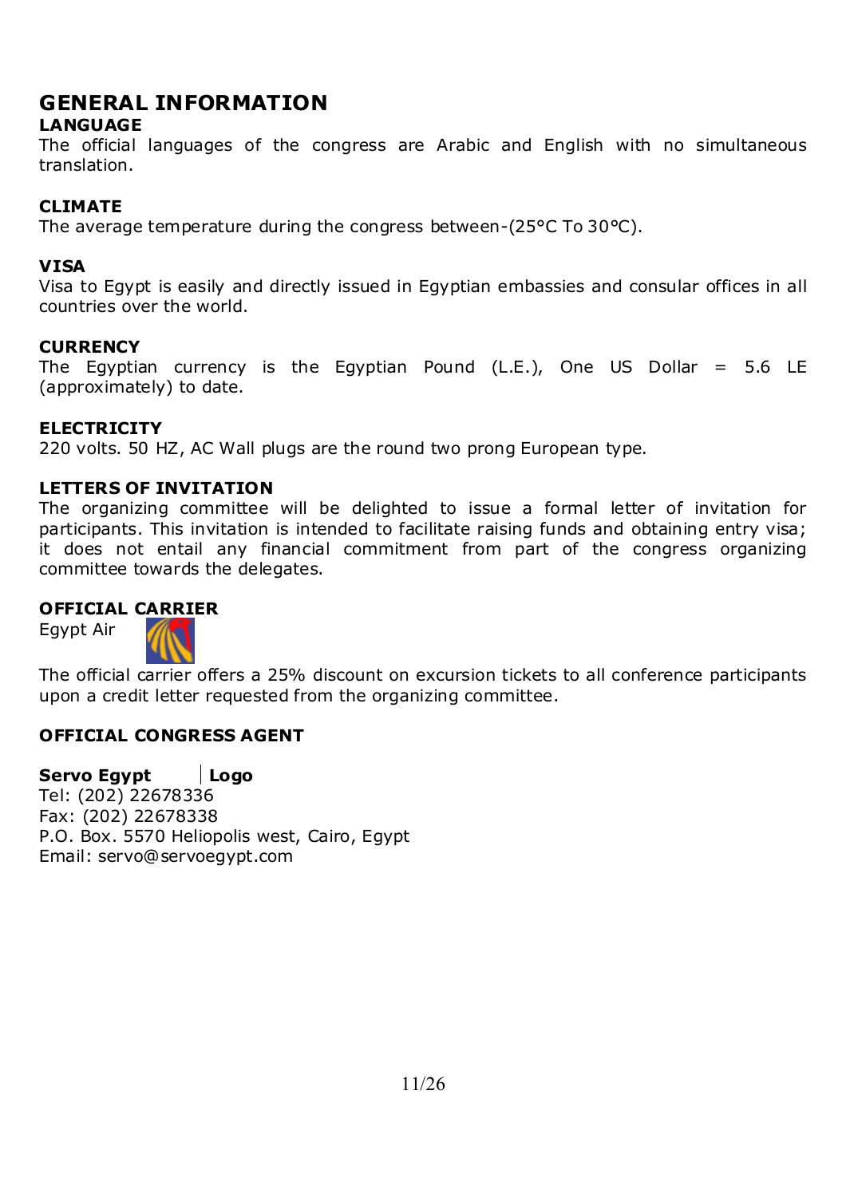# GENERAL INFORMATION

## LANGUAGE

The official languages of the congress are Arabic and English with no simultaneous translation.

## CLIMATE

The average temperature during the congress between-(25°C To 30°C).

## VISA

Visa to Egypt is easily and directly issued in Egyptian embassies and consular offices in all countries over the world.

## CURRENCY

The Egyptian currency is the Egyptian Pound (L.E.), One US Dollar = 5.6 LE (approximately) to date.

## ELECTRICITY

220 volts. 50 HZ, AC Wall plugs are the round two prong European type.

## LETTERS OF INVITATION

The organizing committee will be delighted to issue a formal letter of invitation for participants. This invitation is intended to facilitate raising funds and obtaining entry visa; it does not entail any financial commitment from part of the congress organizing committee towards the delegates.

## OFFICIAL CARRIER

Egypt Air

The official carrier offers a 25% discount on excursion tickets to all conference participants upon a credit letter requested from the organizing committee.

## OFFICIAL CONGRESS AGENT

**Servo Egypt** | **Logo**

Tel: (202) 22678336
Fax: (202) 22678338
P.O. Box. 5570 Heliopolis west, Cairo, Egypt
Email: servo@servoegypt.com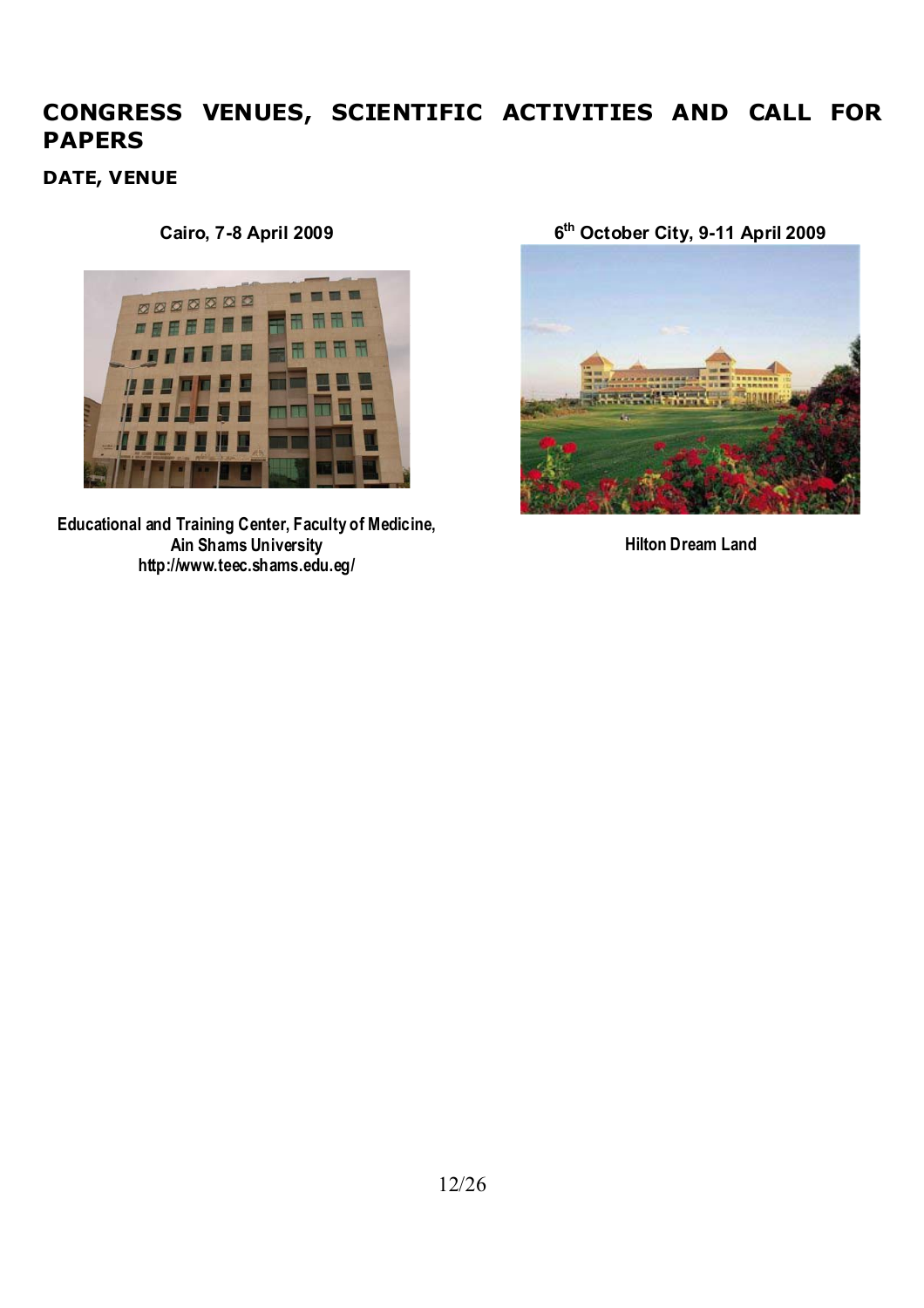# CONGRESS VENUES, SCIENTIFIC ACTIVITIES AND CALL FOR PAPERS

### DATE, VENUE

**Cairo, 7-8 April 2009**

**Educational and Training Center, Faculty of Medicine, Ain Shams University**
**http://www.teec.shams.edu.eg/**

**6th October City, 9-11 April 2009**

**Hilton Dream Land**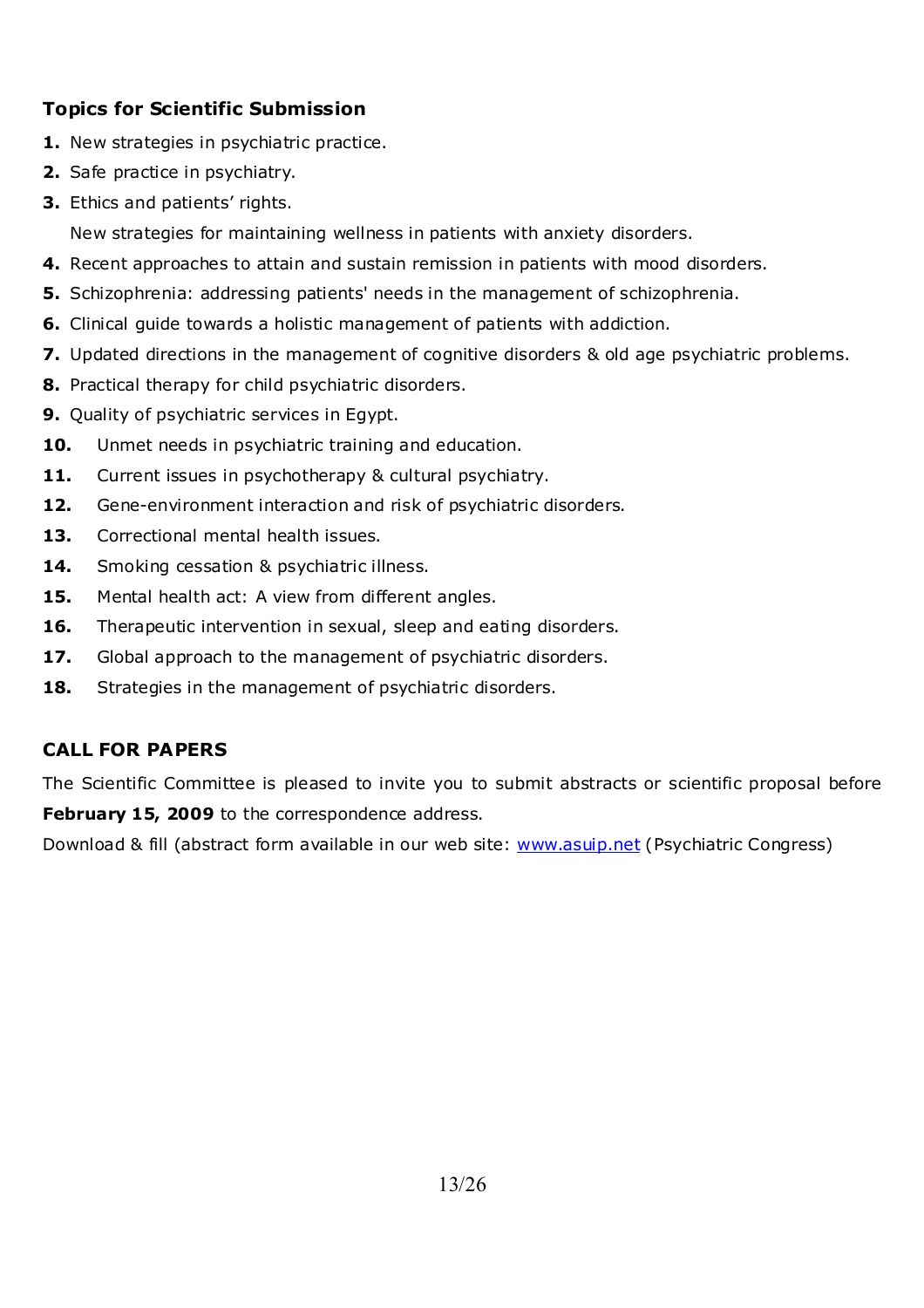### Topics for Scientific Submission

1. New strategies in psychiatric practice.
2. Safe practice in psychiatry.
3. Ethics and patients' rights.

   New strategies for maintaining wellness in patients with anxiety disorders.
4. Recent approaches to attain and sustain remission in patients with mood disorders.
5. Schizophrenia: addressing patients' needs in the management of schizophrenia.
6. Clinical guide towards a holistic management of patients with addiction.
7. Updated directions in the management of cognitive disorders & old age psychiatric problems.
8. Practical therapy for child psychiatric disorders.
9. Quality of psychiatric services in Egypt.
10. Unmet needs in psychiatric training and education.
11. Current issues in psychotherapy & cultural psychiatry.
12. Gene-environment interaction and risk of psychiatric disorders.
13. Correctional mental health issues.
14. Smoking cessation & psychiatric illness.
15. Mental health act: A view from different angles.
16. Therapeutic intervention in sexual, sleep and eating disorders.
17. Global approach to the management of psychiatric disorders.
18. Strategies in the management of psychiatric disorders.

### CALL FOR PAPERS

The Scientific Committee is pleased to invite you to submit abstracts or scientific proposal before **February 15, 2009** to the correspondence address.

Download & fill (abstract form available in our web site: www.asuip.net (Psychiatric Congress)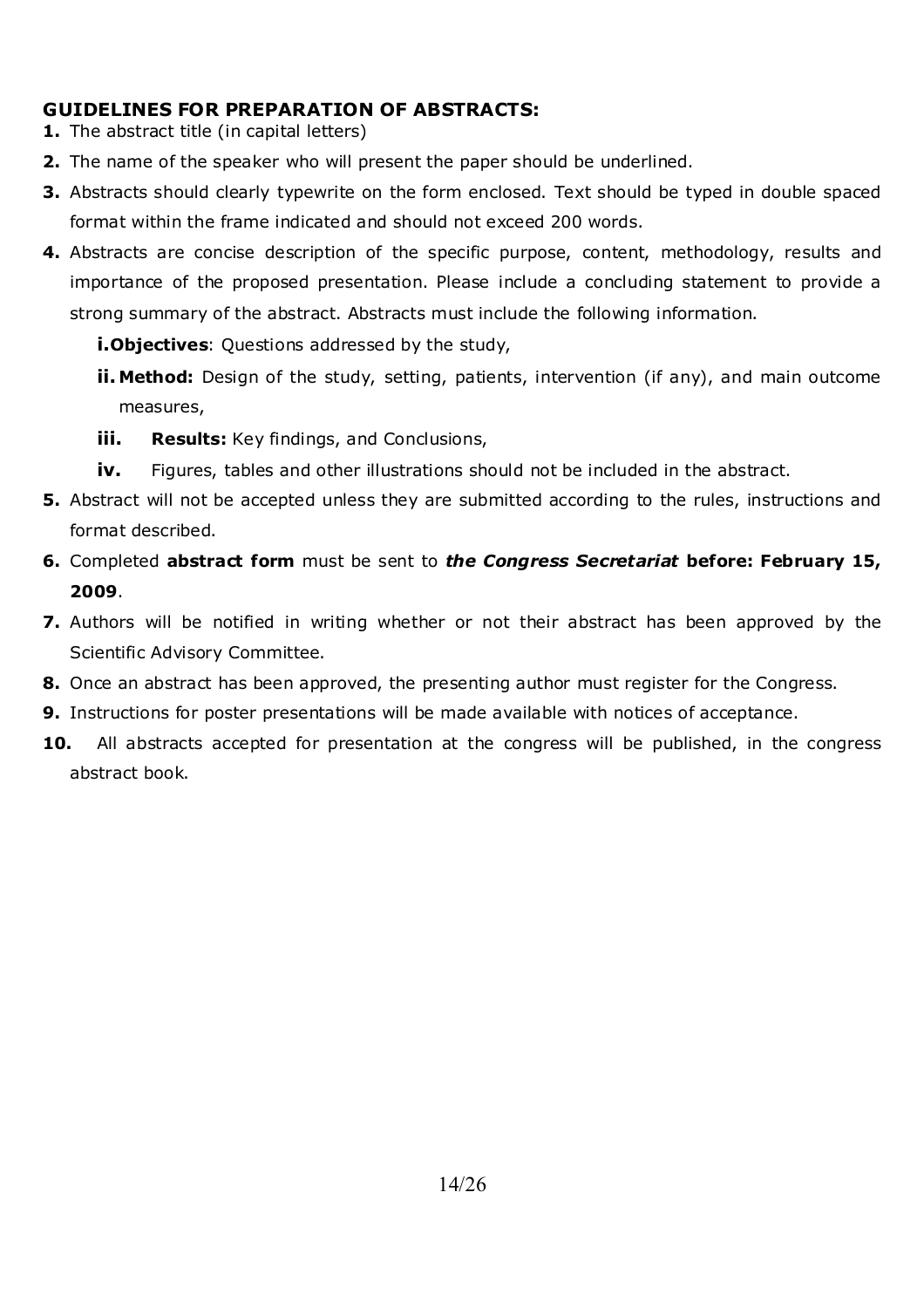## GUIDELINES FOR PREPARATION OF ABSTRACTS:

1. The abstract title (in capital letters)
2. The name of the speaker who will present the paper should be underlined.
3. Abstracts should clearly typewrite on the form enclosed. Text should be typed in double spaced format within the frame indicated and should not exceed 200 words.
4. Abstracts are concise description of the specific purpose, content, methodology, results and importance of the proposed presentation. Please include a concluding statement to provide a strong summary of the abstract. Abstracts must include the following information.
   - **i. Objectives**: Questions addressed by the study,
   - **ii. Method:** Design of the study, setting, patients, intervention (if any), and main outcome measures,
   - **iii. Results:** Key findings, and Conclusions,
   - **iv.** Figures, tables and other illustrations should not be included in the abstract.
5. Abstract will not be accepted unless they are submitted according to the rules, instructions and format described.
6. Completed **abstract form** must be sent to ***the Congress Secretariat*** **before: February 15, 2009**.
7. Authors will be notified in writing whether or not their abstract has been approved by the Scientific Advisory Committee.
8. Once an abstract has been approved, the presenting author must register for the Congress.
9. Instructions for poster presentations will be made available with notices of acceptance.
10. All abstracts accepted for presentation at the congress will be published, in the congress abstract book.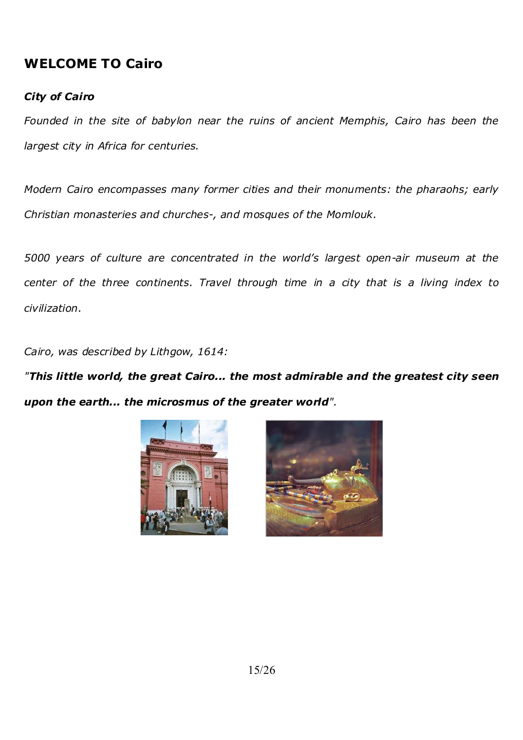## WELCOME TO Cairo

***City of Cairo***

*Founded in the site of babylon near the ruins of ancient Memphis, Cairo has been the largest city in Africa for centuries.*

*Modern Cairo encompasses many former cities and their monuments: the pharaohs; early Christian monasteries and churches-, and mosques of the Momlouk.*

*5000 years of culture are concentrated in the world's largest open-air museum at the center of the three continents. Travel through time in a city that is a living index to civilization.*

*Cairo, was described by Lithgow, 1614:*

*"**This little world, the great Cairo... the most admirable and the greatest city seen upon the earth... the micrsmus of the greater world**".*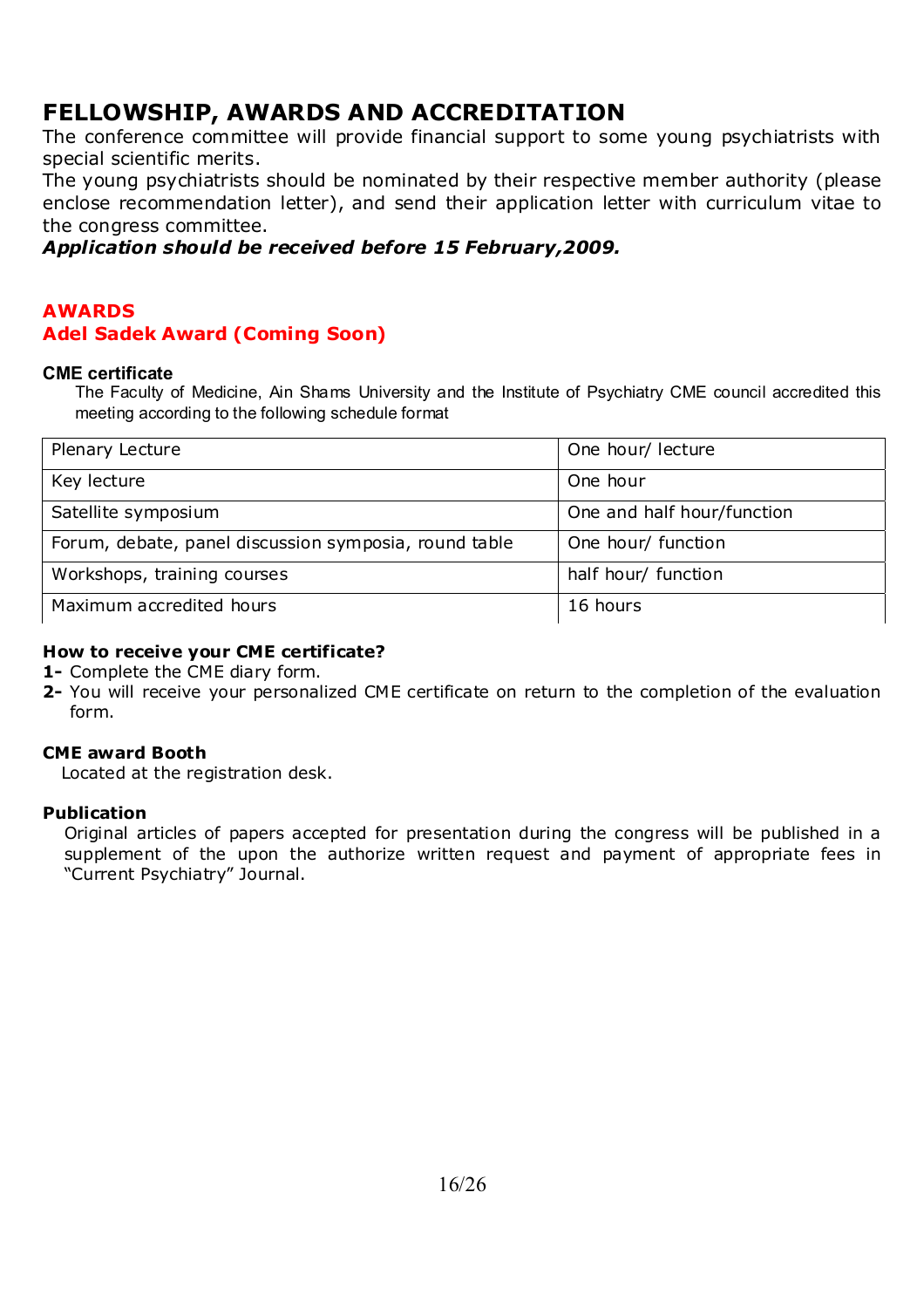# FELLOWSHIP, AWARDS AND ACCREDITATION

The conference committee will provide financial support to some young psychiatrists with special scientific merits.

The young psychiatrists should be nominated by their respective member authority (please enclose recommendation letter), and send their application letter with curriculum vitae to the congress committee.

***Application should be received before 15 February,2009.***

## AWARDS

## Adel Sadek Award (Coming Soon)

### CME certificate

The Faculty of Medicine, Ain Shams University and the Institute of Psychiatry CME council accredited this meeting according to the following schedule format

| Plenary Lecture | One hour/ lecture |
|---|---|
| Key lecture | One hour |
| Satellite symposium | One and half hour/function |
| Forum, debate, panel discussion symposia, round table | One hour/ function |
| Workshops, training courses | half hour/ function |
| Maximum accredited hours | 16 hours |

### How to receive your CME certificate?

**1-** Complete the CME diary form.

**2-** You will receive your personalized CME certificate on return to the completion of the evaluation form.

### CME award Booth

Located at the registration desk.

### Publication

Original articles of papers accepted for presentation during the congress will be published in a supplement of the upon the authorize written request and payment of appropriate fees in "Current Psychiatry" Journal.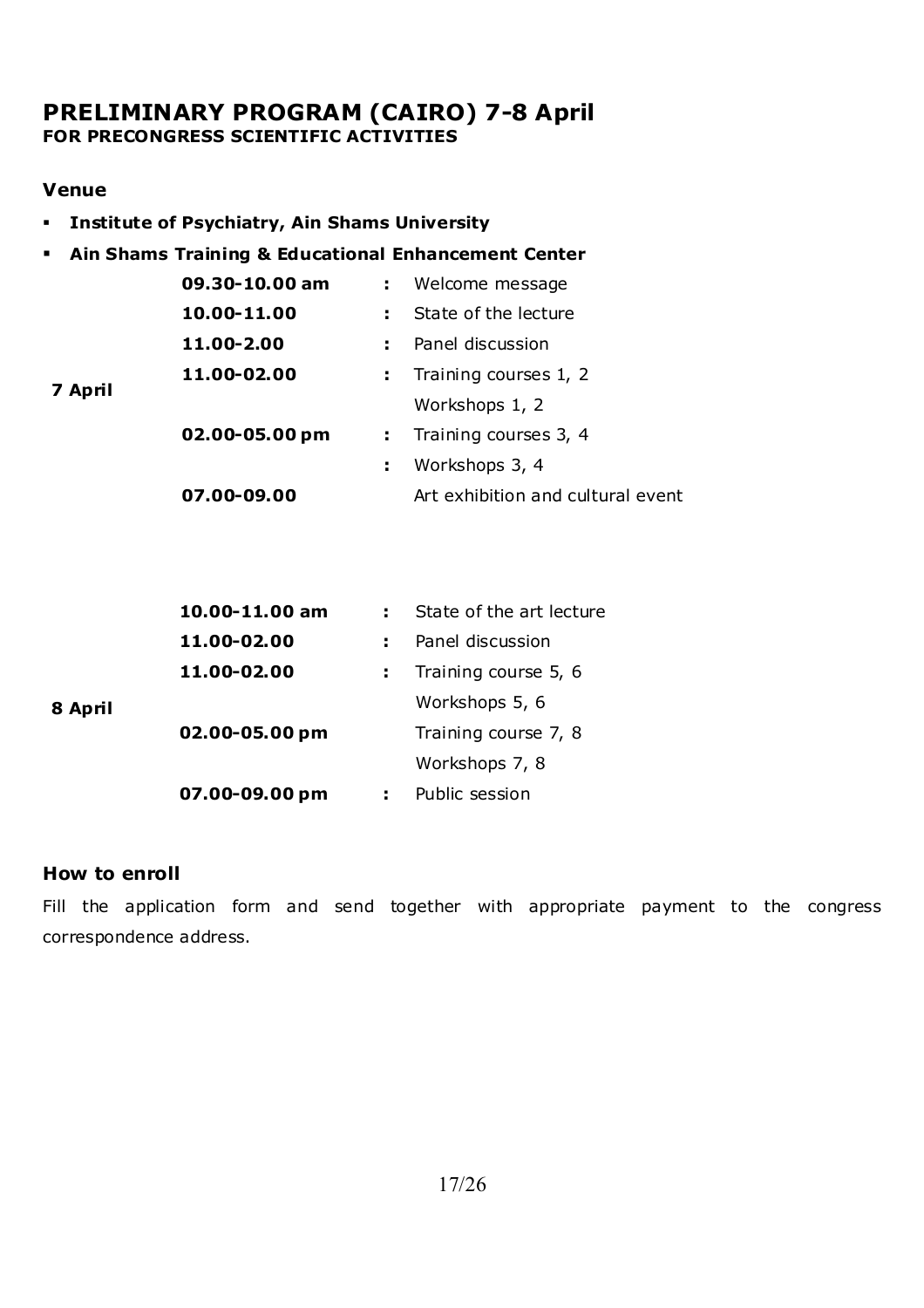# PRELIMINARY PROGRAM (CAIRO) 7-8 April

**FOR PRECONGRESS SCIENTIFIC ACTIVITIES**

### Venue

- **Institute of Psychiatry, Ain Shams University**
- **Ain Shams Training & Educational Enhancement Center**

| | | | |
|---|---|---|---|
| **7 April** | **09.30-10.00 am** | : | Welcome message |
| | **10.00-11.00** | : | State of the lecture |
| | **11.00-2.00** | : | Panel discussion |
| | **11.00-02.00** | : | Training courses 1, 2 |
| | | | Workshops 1, 2 |
| | **02.00-05.00 pm** | : | Training courses 3, 4 |
| | | : | Workshops 3, 4 |
| | **07.00-09.00** | | Art exhibition and cultural event |
| **8 April** | **10.00-11.00 am** | : | State of the art lecture |
| | **11.00-02.00** | : | Panel discussion |
| | **11.00-02.00** | : | Training course 5, 6 |
| | | | Workshops 5, 6 |
| | **02.00-05.00 pm** | | Training course 7, 8 |
| | | | Workshops 7, 8 |
| | **07.00-09.00 pm** | : | Public session |

### How to enroll

Fill the application form and send together with appropriate payment to the congress correspondence address.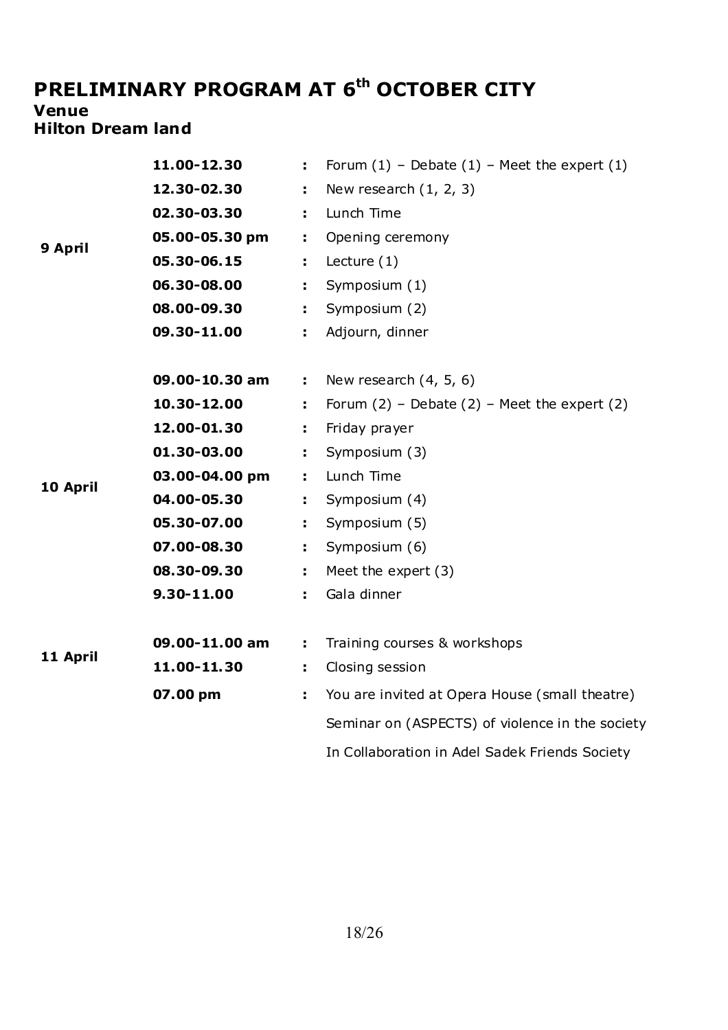# PRELIMINARY PROGRAM AT 6th OCTOBER CITY

**Venue**
**Hilton Dream land**

| Date | Time | | Event |
|---|---|---|---|
| 9 April | **11.00-12.30** | : | Forum (1) – Debate (1) – Meet the expert (1) |
| | **12.30-02.30** | : | New research (1, 2, 3) |
| | **02.30-03.30** | : | Lunch Time |
| | **05.00-05.30 pm** | : | Opening ceremony |
| | **05.30-06.15** | : | Lecture (1) |
| | **06.30-08.00** | : | Symposium (1) |
| | **08.00-09.30** | : | Symposium (2) |
| | **09.30-11.00** | : | Adjourn, dinner |
| 10 April | **09.00-10.30 am** | : | New research (4, 5, 6) |
| | **10.30-12.00** | : | Forum (2) – Debate (2) – Meet the expert (2) |
| | **12.00-01.30** | : | Friday prayer |
| | **01.30-03.00** | : | Symposium (3) |
| | **03.00-04.00 pm** | : | Lunch Time |
| | **04.00-05.30** | : | Symposium (4) |
| | **05.30-07.00** | : | Symposium (5) |
| | **07.00-08.30** | : | Symposium (6) |
| | **08.30-09.30** | : | Meet the expert (3) |
| | **9.30-11.00** | : | Gala dinner |
| 11 April | **09.00-11.00 am** | : | Training courses & workshops |
| | **11.00-11.30** | : | Closing session |
| | **07.00 pm** | : | You are invited at Opera House (small theatre) Seminar on (ASPECTS) of violence in the society In Collaboration in Adel Sadek Friends Society |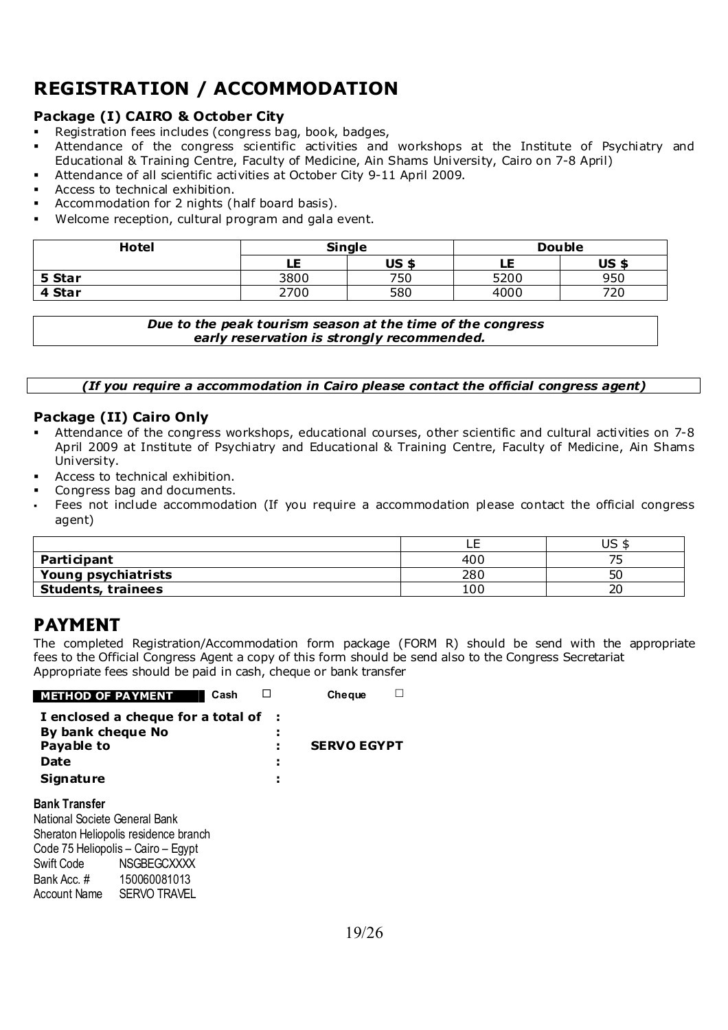# REGISTRATION / ACCOMMODATION

### Package (I) CAIRO & October City

- Registration fees includes (congress bag, book, badges,
- Attendance of the congress scientific activities and workshops at the Institute of Psychiatry and Educational & Training Centre, Faculty of Medicine, Ain Shams University, Cairo on 7-8 April)
- Attendance of all scientific activities at October City 9-11 April 2009.
- Access to technical exhibition.
- Accommodation for 2 nights (half board basis).
- Welcome reception, cultural program and gala event.

| Hotel | Single | | Double | |
|---|---|---|---|---|
| | LE | US $ | LE | US $ |
| 5 Star | 3800 | 750 | 5200 | 950 |
| 4 Star | 2700 | 580 | 4000 | 720 |

***Due to the peak tourism season at the time of the congress early reservation is strongly recommended.***

***(If you require a accommodation in Cairo please contact the official congress agent)***

### Package (II) Cairo Only

- Attendance of the congress workshops, educational courses, other scientific and cultural activities on 7-8 April 2009 at Institute of Psychiatry and Educational & Training Centre, Faculty of Medicine, Ain Shams University.
- Access to technical exhibition.
- Congress bag and documents.
- Fees not include accommodation (If you require a accommodation please contact the official congress agent)

| | LE | US $ |
|---|---|---|
| **Participant** | 400 | 75 |
| **Young psychiatrists** | 280 | 50 |
| **Students, trainees** | 100 | 20 |

# PAYMENT

The completed Registration/Accommodation form package (FORM R) should be send with the appropriate fees to the Official Congress Agent a copy of this form should be send also to the Congress Secretariat
Appropriate fees should be paid in cash, cheque or bank transfer

**METHOD OF PAYMENT** Cash ☐ Cheque ☐

**I enclosed a cheque for a total of** :
**By bank cheque No** :
**Payable to** : **SERVO EGYPT**
**Date** :
**Signature** :

**Bank Transfer**
National Societe General Bank
Sheraton Heliopolis residence branch
Code 75 Heliopolis – Cairo – Egypt
Swift Code NSGBEGCXXXX
Bank Acc. # 150060081013
Account Name SERVO TRAVEL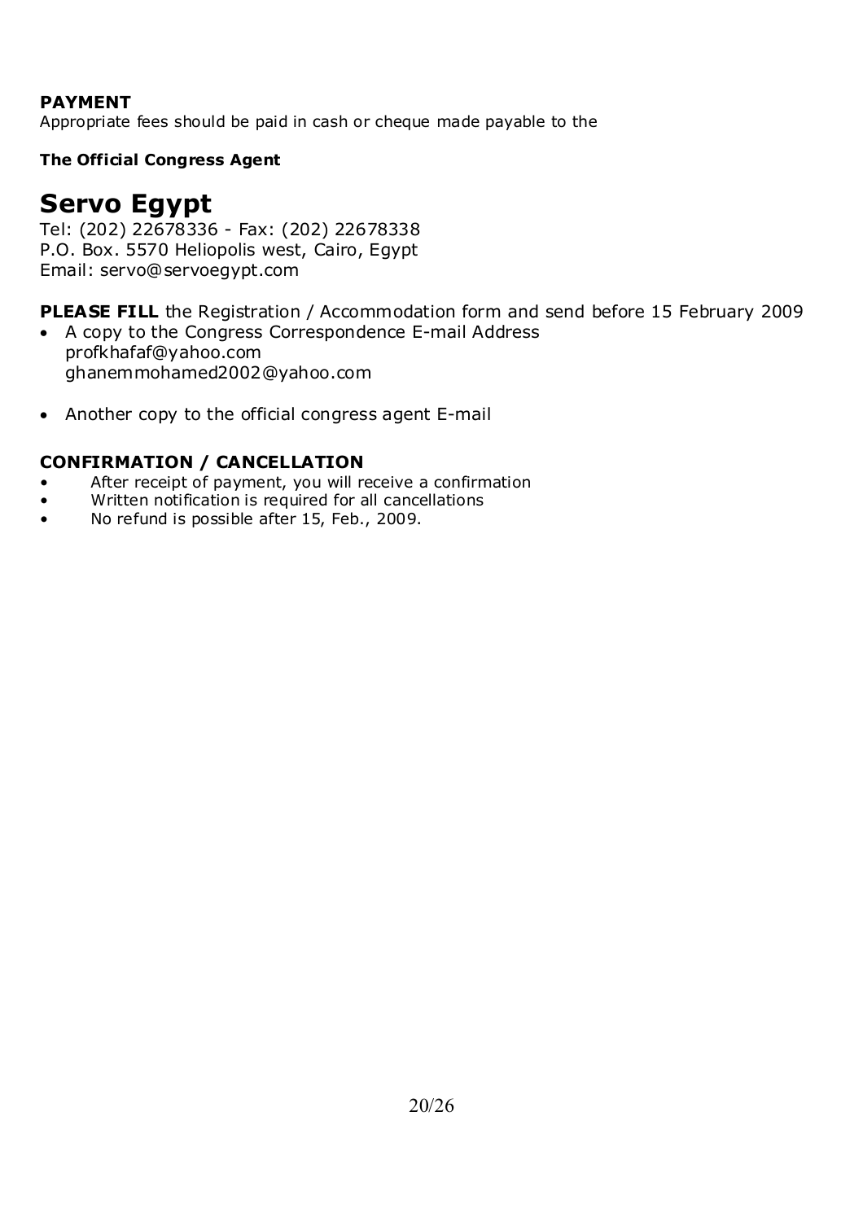**PAYMENT**

Appropriate fees should be paid in cash or cheque made payable to the

**The Official Congress Agent**

# Servo Egypt

Tel: (202) 22678336 - Fax: (202) 22678338
P.O. Box. 5570 Heliopolis west, Cairo, Egypt
Email: servo@servoegypt.com

**PLEASE FILL** the Registration / Accommodation form and send before 15 February 2009

- A copy to the Congress Correspondence E-mail Address
  profkhafaf@yahoo.com
  ghanemmohamed2002@yahoo.com
- Another copy to the official congress agent E-mail

**CONFIRMATION / CANCELLATION**

- After receipt of payment, you will receive a confirmation
- Written notification is required for all cancellations
- No refund is possible after 15, Feb., 2009.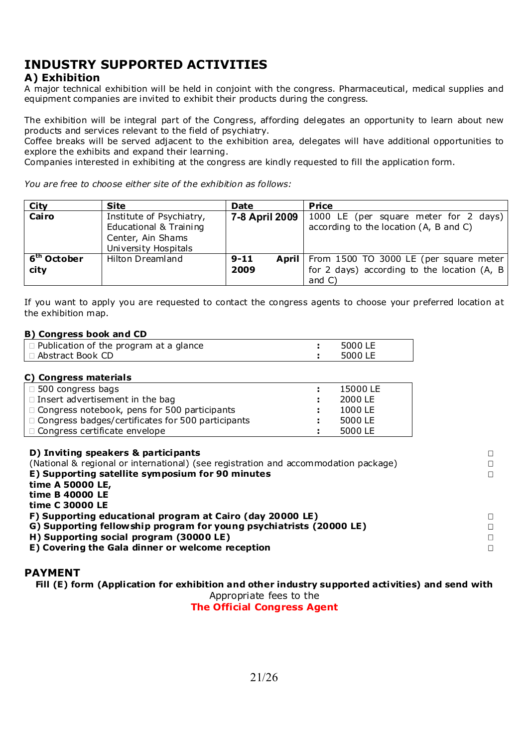# INDUSTRY SUPPORTED ACTIVITIES

## A) Exhibition

A major technical exhibition will be held in conjoint with the congress. Pharmaceutical, medical supplies and equipment companies are invited to exhibit their products during the congress.

The exhibition will be integral part of the Congress, affording delegates an opportunity to learn about new products and services relevant to the field of psychiatry.
Coffee breaks will be served adjacent to the exhibition area, delegates will have additional opportunities to explore the exhibits and expand their learning.
Companies interested in exhibiting at the congress are kindly requested to fill the application form.

*You are free to choose either site of the exhibition as follows:*

| City | Site | Date | Price |
|---|---|---|---|
| **Cairo** | Institute of Psychiatry, Educational & Training Center, Ain Shams University Hospitals | **7-8 April 2009** | 1000 LE (per square meter for 2 days) according to the location (A, B and C) |
| **6th October city** | Hilton Dreamland | **9-11 April 2009** | From 1500 TO 3000 LE (per square meter for 2 days) according to the location (A, B and C) |

If you want to apply you are requested to contact the congress agents to choose your preferred location at the exhibition map.

**B) Congress book and CD**

| | | |
|---|---|---|
| □ Publication of the program at a glance | : | 5000 LE |
| □ Abstract Book CD | : | 5000 LE |

**C) Congress materials**

| | | |
|---|---|---|
| □ 500 congress bags | : | 15000 LE |
| □ Insert advertisement in the bag | : | 2000 LE |
| □ Congress notebook, pens for 500 participants | : | 1000 LE |
| □ Congress badges/certificates for 500 participants | : | 5000 LE |
| □ Congress certificate envelope | : | 5000 LE |

**D) Inviting speakers & participants** □
(National & regional or international) (see registration and accommodation package) □
**E) Supporting satellite symposium for 90 minutes** □
**time A 50000 LE,**
**time B 40000 LE**
**time C 30000 LE**
**F) Supporting educational program at Cairo (day 20000 LE)** □
**G) Supporting fellowship program for young psychiatrists (20000 LE)** □
**H) Supporting social program (30000 LE)** □
**E) Covering the Gala dinner or welcome reception** □

## PAYMENT

**Fill (E) form (Application for exhibition and other industry supported activities) and send with** Appropriate fees to the
**The Official Congress Agent**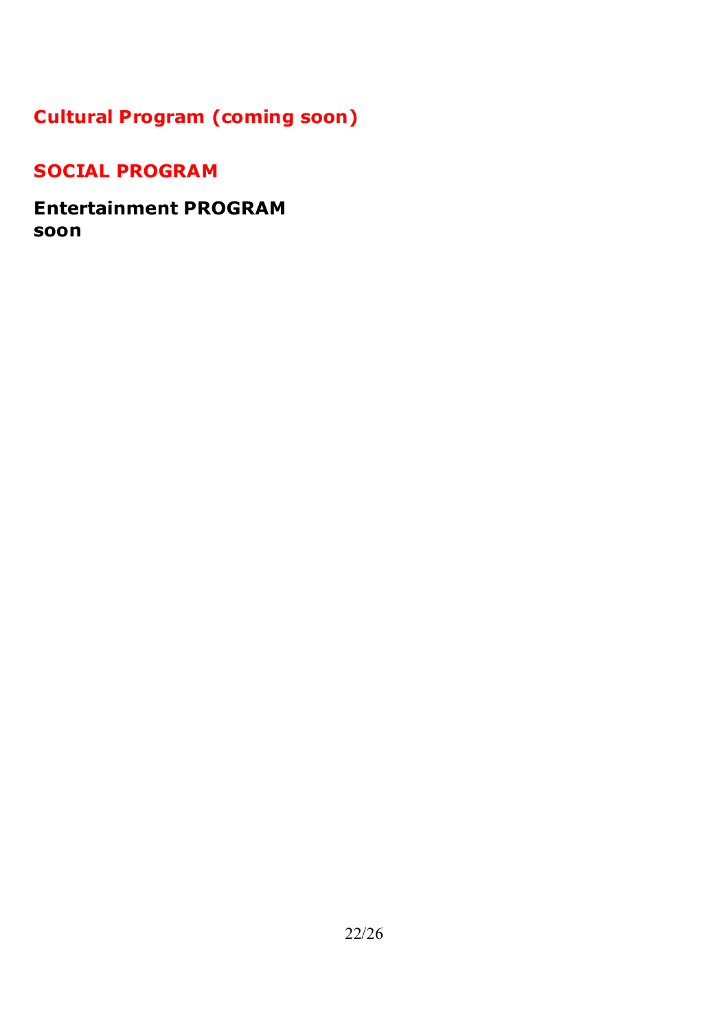## Cultural Program (coming soon)

## SOCIAL PROGRAM

**Entertainment PROGRAM**
**soon**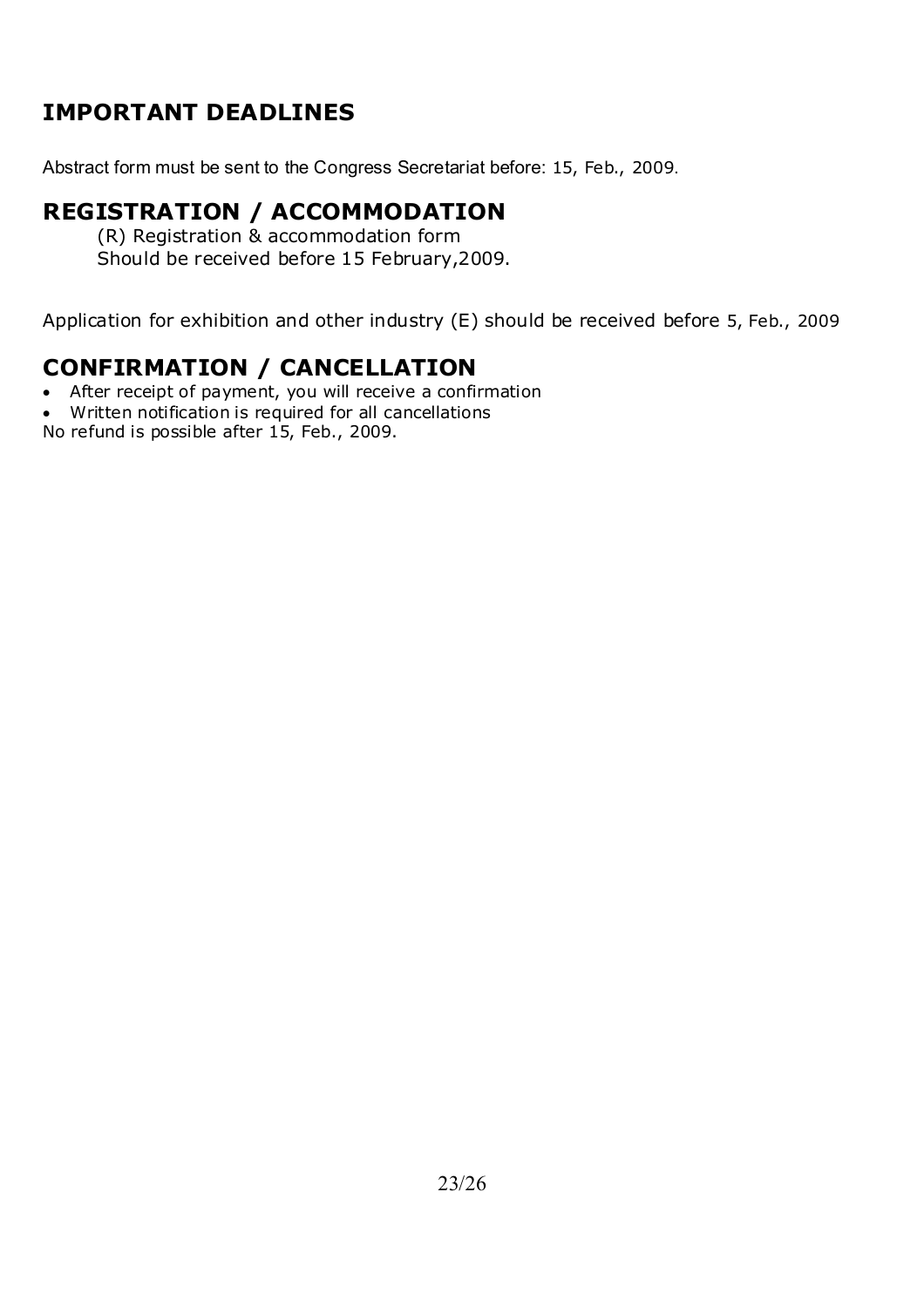## IMPORTANT DEADLINES

Abstract form must be sent to the Congress Secretariat before: 15, Feb., 2009.

## REGISTRATION / ACCOMMODATION

(R) Registration & accommodation form
Should be received before 15 February,2009.

Application for exhibition and other industry (E) should be received before 5, Feb., 2009

## CONFIRMATION / CANCELLATION

- After receipt of payment, you will receive a confirmation
- Written notification is required for all cancellations

No refund is possible after 15, Feb., 2009.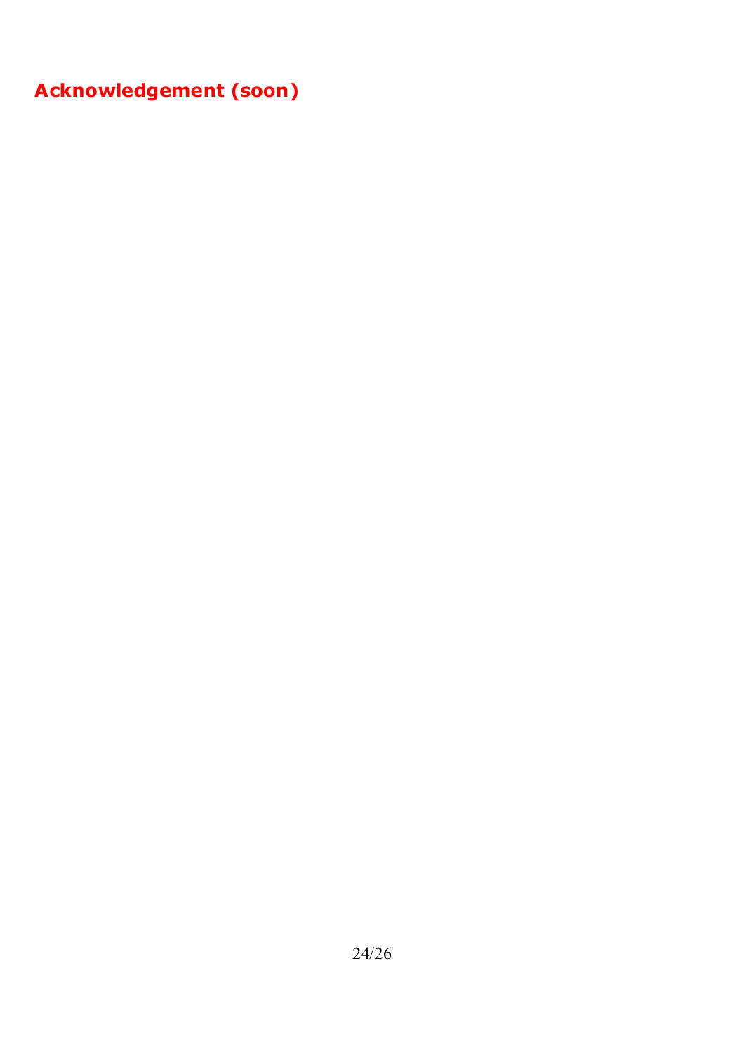# Acknowledgement (soon)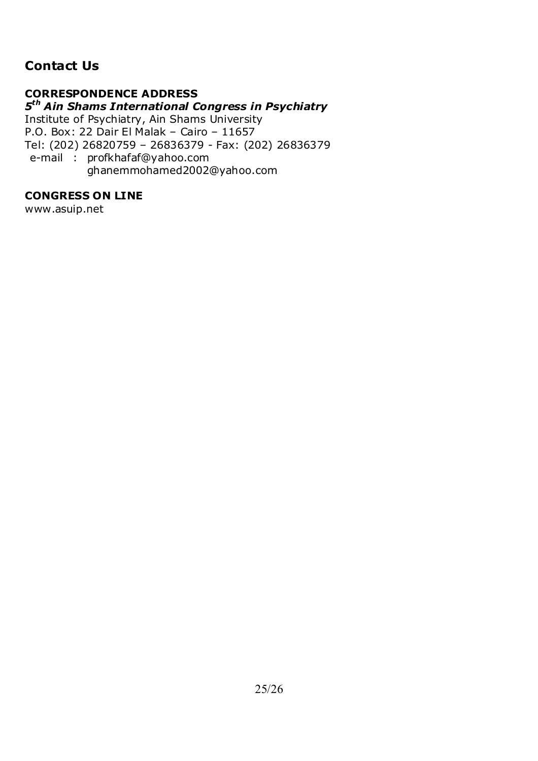## Contact Us

**CORRESPONDENCE ADDRESS**

***5th Ain Shams International Congress in Psychiatry***

Institute of Psychiatry, Ain Shams University
P.O. Box: 22 Dair El Malak – Cairo – 11657
Tel: (202) 26820759 – 26836379 - Fax: (202) 26836379
e-mail : profkhafaf@yahoo.com
ghanemmohamed2002@yahoo.com

**CONGRESS ON LINE**

www.asuip.net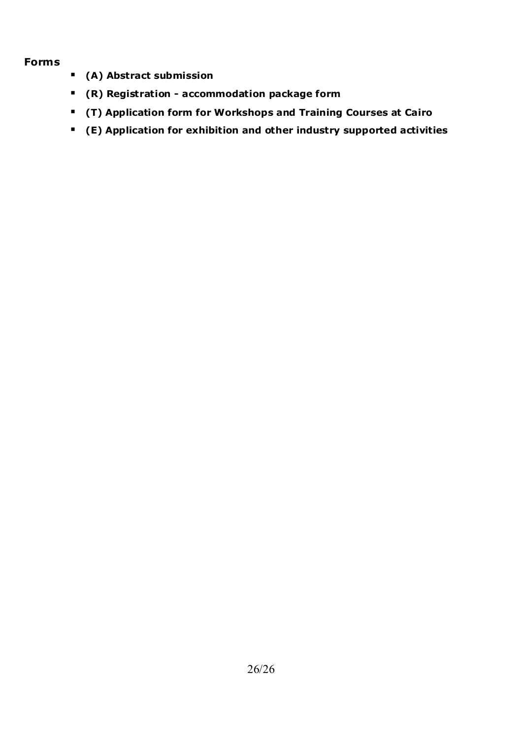**Forms**

- **(A) Abstract submission**
- **(R) Registration - accommodation package form**
- **(T) Application form for Workshops and Training Courses at Cairo**
- **(E) Application for exhibition and other industry supported activities**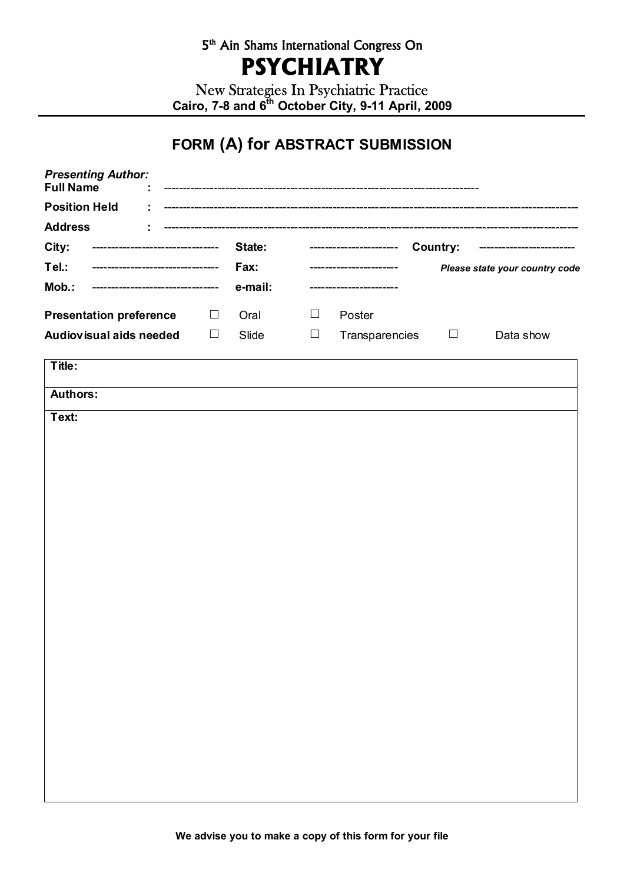5th Ain Shams International Congress On

# PSYCHIATRY

New Strategies In Psychiatric Practice

**Cairo, 7-8 and 6th October City, 9-11 April, 2009**

---

## FORM (A) for ABSTRACT SUBMISSION

***Presenting Author:***

**Full Name** : ------------------------------------------------------------------------------

**Position Held** : ----------------------------------------------------------------------------------------------------------

**Address** : ----------------------------------------------------------------------------------------------------------

**City:** --------------------------------- **State:** ---------------------- **Country:** ------------------------

**Tel.:** --------------------------------- **Fax:** ---------------------- ***Please state your country code***

**Mob.:** --------------------------------- **e-mail:** ----------------------

**Presentation preference** ☐ Oral ☐ Poster

**Audiovisual aids needed** ☐ Slide ☐ Transparencies ☐ Data show

| **Title:** |
|---|
| **Authors:** |
| **Text:** |

**We advise you to make a copy of this form for your file**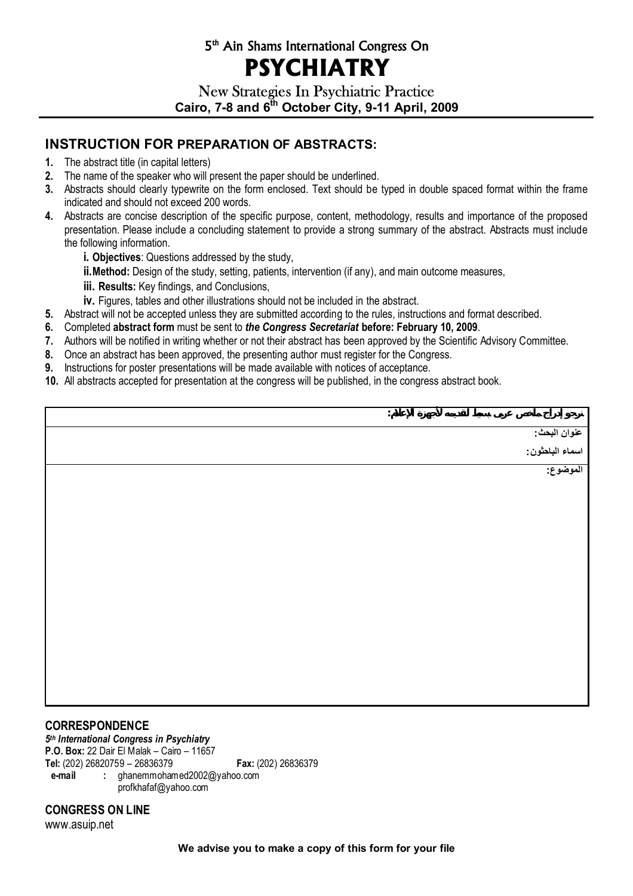# 5th Ain Shams International Congress On

# PSYCHIATRY

## New Strategies In Psychiatric Practice

**Cairo, 7-8 and 6th October City, 9-11 April, 2009**

## INSTRUCTION FOR PREPARATION OF ABSTRACTS:

1. The abstract title (in capital letters)
2. The name of the speaker who will present the paper should be underlined.
3. Abstracts should clearly typewrite on the form enclosed. Text should be typed in double spaced format within the frame indicated and should not exceed 200 words.
4. Abstracts are concise description of the specific purpose, content, methodology, results and importance of the proposed presentation. Please include a concluding statement to provide a strong summary of the abstract. Abstracts must include the following information.
   - **i. Objectives**: Questions addressed by the study,
   - **ii. Method:** Design of the study, setting, patients, intervention (if any), and main outcome measures,
   - **iii. Results:** Key findings, and Conclusions,
   - **iv.** Figures, tables and other illustrations should not be included in the abstract.
5. Abstract will not be accepted unless they are submitted according to the rules, instructions and format described.
6. Completed **abstract form** must be sent to ***the Congress Secretariat*** **before: February 10, 2009**.
7. Authors will be notified in writing whether or not their abstract has been approved by the Scientific Advisory Committee.
8. Once an abstract has been approved, the presenting author must register for the Congress.
9. Instructions for poster presentations will be made available with notices of acceptance.
10. All abstracts accepted for presentation at the congress will be published, in the congress abstract book.

| **نرجو إدراج ملخص عربى بسيط لتقديمه لأجهزة الإعلام:** |
|---|
| **عنوان البحث:** <br> **اسماء الباحثون:** |
| **الموضوع:** |

## CORRESPONDENCE

***5th International Congress in Psychiatry***
**P.O. Box:** 22 Dair El Malak – Cairo – 11657
**Tel:** (202) 26820759 – 26836379 **Fax:** (202) 26836379
**e-mail :** ghanemmohamed2002@yahoo.com
profkhafaf@yahoo.com

## CONGRESS ON LINE

www.asuip.net

**We advise you to make a copy of this form for your file**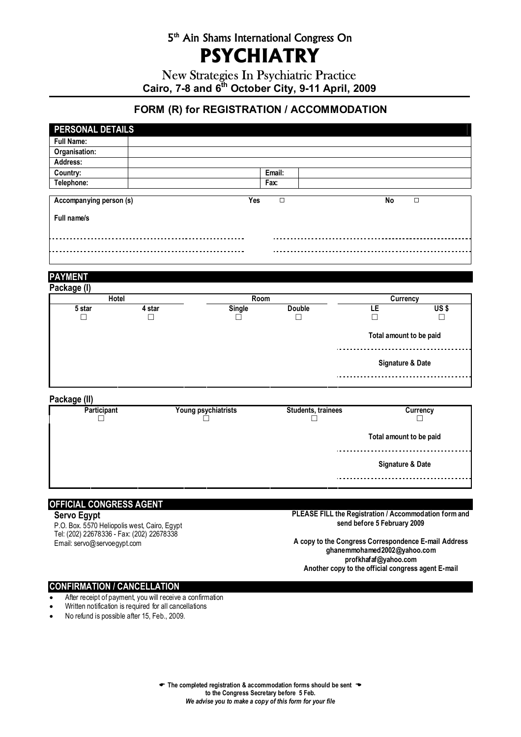5th Ain Shams International Congress On

# PSYCHIATRY

New Strategies In Psychiatric Practice

**Cairo, 7-8 and 6th October City, 9-11 April, 2009**

## FORM (R) for REGISTRATION / ACCOMMODATION

### PERSONAL DETAILS

| | | | |
|---|---|---|---|
| **Full Name:** | | | |
| **Organisation:** | | | |
| **Address:** | | | |
| **Country:** | | **Email:** | |
| **Telephone:** | | **Fax:** | |

**Accompanying person (s)** **Yes** ☐ **No** ☐

**Full name/s**

............................................................ ............................................................

............................................................ ............................................................

### PAYMENT

**Package (I)**

| Hotel | | Room | | Currency | |
|---|---|---|---|---|---|
| 5 star | 4 star | Single | Double | LE | US $ |
| ☐ | ☐ | ☐ | ☐ | ☐ | ☐ |

**Total amount to be paid**

..........................................

**Signature & Date**

..........................................

**Package (II)**

| Participant | Young psychiatrists | Students, trainees | Currency |
|---|---|---|---|
| ☐ | ☐ | ☐ | ☐ |

**Total amount to be paid**

..........................................

**Signature & Date**

..........................................

### OFFICIAL CONGRESS AGENT

**Servo Egypt**

P.O. Box. 5570 Heliopolis west, Cairo, Egypt
Tel: (202) 22678336 - Fax: (202) 22678338
Email: servo@servoegypt.com

**PLEASE FILL the Registration / Accommodation form and send before 5 February 2009**

**A copy to the Congress Correspondence E-mail Address**
**ghanemmohamed2002@yahoo.com**
**profkhafaf@yahoo.com**
**Another copy to the official congress agent E-mail**

### CONFIRMATION / CANCELLATION

- After receipt of payment, you will receive a confirmation
- Written notification is required for all cancellations
- No refund is possible after 15, Feb., 2009.

**The completed registration & accommodation forms should be sent to the Congress Secretary before 5 Feb.**

***We advise you to make a copy of this form for your file***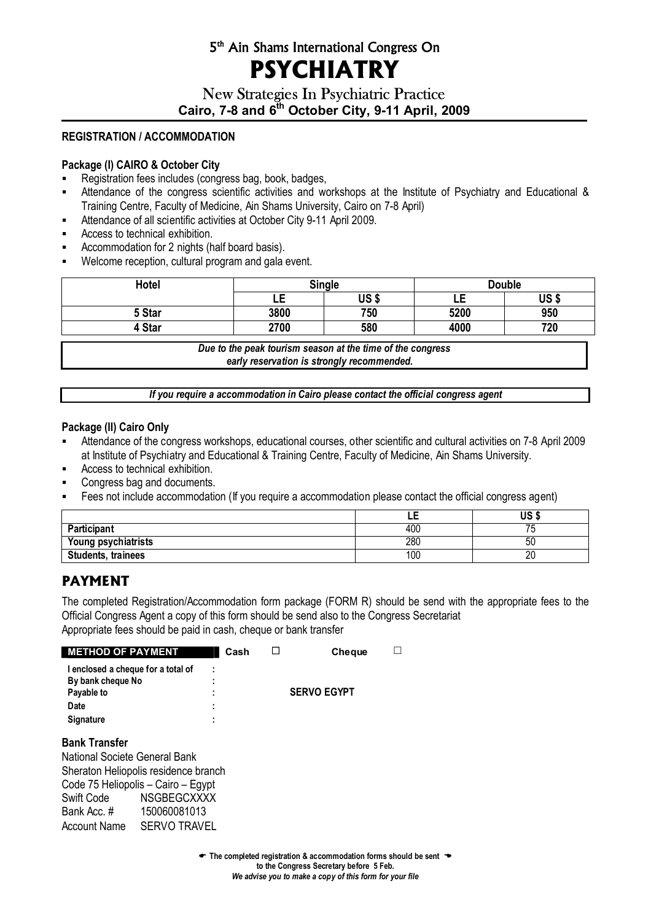# 5th Ain Shams International Congress On

# PSYCHIATRY

## New Strategies In Psychiatric Practice

**Cairo, 7-8 and 6th October City, 9-11 April, 2009**

**REGISTRATION / ACCOMMODATION**

**Package (I) CAIRO & October City**

- Registration fees includes (congress bag, book, badges,
- Attendance of the congress scientific activities and workshops at the Institute of Psychiatry and Educational & Training Centre, Faculty of Medicine, Ain Shams University, Cairo on 7-8 April)
- Attendance of all scientific activities at October City 9-11 April 2009.
- Access to technical exhibition.
- Accommodation for 2 nights (half board basis).
- Welcome reception, cultural program and gala event.

| Hotel | Single | | Double | |
|---|---|---|---|---|
| | LE | US $ | LE | US $ |
| 5 Star | 3800 | 750 | 5200 | 950 |
| 4 Star | 2700 | 580 | 4000 | 720 |

*Due to the peak tourism season at the time of the congress early reservation is strongly recommended.*

*If you require a accommodation in Cairo please contact the official congress agent*

**Package (II) Cairo Only**

- Attendance of the congress workshops, educational courses, other scientific and cultural activities on 7-8 April 2009 at Institute of Psychiatry and Educational & Training Centre, Faculty of Medicine, Ain Shams University.
- Access to technical exhibition.
- Congress bag and documents.
- Fees not include accommodation (If you require a accommodation please contact the official congress agent)

| | LE | US $ |
|---|---|---|
| **Participant** | 400 | 75 |
| **Young psychiatrists** | 280 | 50 |
| **Students, trainees** | 100 | 20 |

## PAYMENT

The completed Registration/Accommodation form package (FORM R) should be send with the appropriate fees to the Official Congress Agent a copy of this form should be send also to the Congress Secretariat

Appropriate fees should be paid in cash, cheque or bank transfer

**METHOD OF PAYMENT** **Cash** ☐ **Cheque** ☐

**I enclosed a cheque for a total of** :
**By bank cheque No** :
**Payable to** : **SERVO EGYPT**
**Date** :
**Signature** :

**Bank Transfer**

National Societe General Bank
Sheraton Heliopolis residence branch
Code 75 Heliopolis – Cairo – Egypt
Swift Code NSGBEGCXXXX
Bank Acc. # 150060081013
Account Name SERVO TRAVEL

**The completed registration & accommodation forms should be sent to the Congress Secretary before 5 Feb.**

*We advise you to make a copy of this form for your file*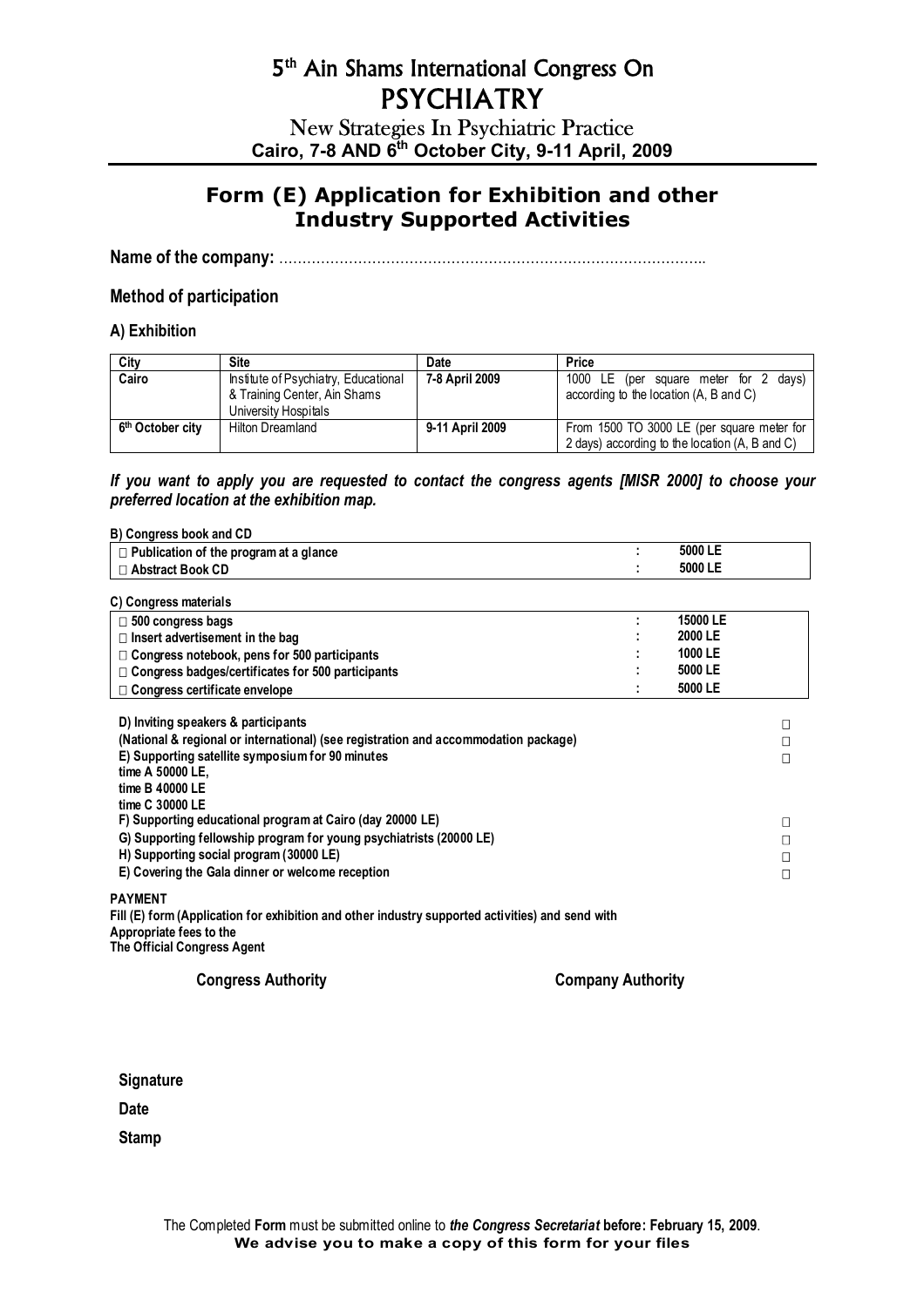# 5th Ain Shams International Congress On PSYCHIATRY

New Strategies In Psychiatric Practice

**Cairo, 7-8 AND 6th October City, 9-11 April, 2009**

## Form (E) Application for Exhibition and other Industry Supported Activities

**Name of the company:** ………………………………………………………………………………

### Method of participation

#### A) Exhibition

| City | Site | Date | Price |
|---|---|---|---|
| Cairo | Institute of Psychiatry, Educational & Training Center, Ain Shams University Hospitals | 7-8 April 2009 | 1000 LE (per square meter for 2 days) according to the location (A, B and C) |
| 6th October city | Hilton Dreamland | 9-11 April 2009 | From 1500 TO 3000 LE (per square meter for 2 days) according to the location (A, B and C) |

***If you want to apply you are requested to contact the congress agents [MISR 2000] to choose your preferred location at the exhibition map.***

**B) Congress book and CD**

| Item | | Price |
|---|---|---|
| □ Publication of the program at a glance | : | 5000 LE |
| □ Abstract Book CD | : | 5000 LE |

**C) Congress materials**

| Item | | Price |
|---|---|---|
| □ 500 congress bags | : | 15000 LE |
| □ Insert advertisement in the bag | : | 2000 LE |
| □ Congress notebook, pens for 500 participants | : | 1000 LE |
| □ Congress badges/certificates for 500 participants | : | 5000 LE |
| □ Congress certificate envelope | : | 5000 LE |

**D) Inviting speakers & participants** □

**(National & regional or international) (see registration and accommodation package)** □

**E) Supporting satellite symposium for 90 minutes** □

**time A 50000 LE,**

**time B 40000 LE**

**time C 30000 LE**

**F) Supporting educational program at Cairo (day 20000 LE)** □

**G) Supporting fellowship program for young psychiatrists (20000 LE)** □

**H) Supporting social program (30000 LE)** □

**E) Covering the Gala dinner or welcome reception** □

**PAYMENT**

**Fill (E) form (Application for exhibition and other industry supported activities) and send with Appropriate fees to the The Official Congress Agent**

**Congress Authority** **Company Authority**

**Signature**

**Date**

**Stamp**

The Completed **Form** must be submitted online to ***the Congress Secretariat*** **before: February 15, 2009**.

**We advise you to make a copy of this form for your files**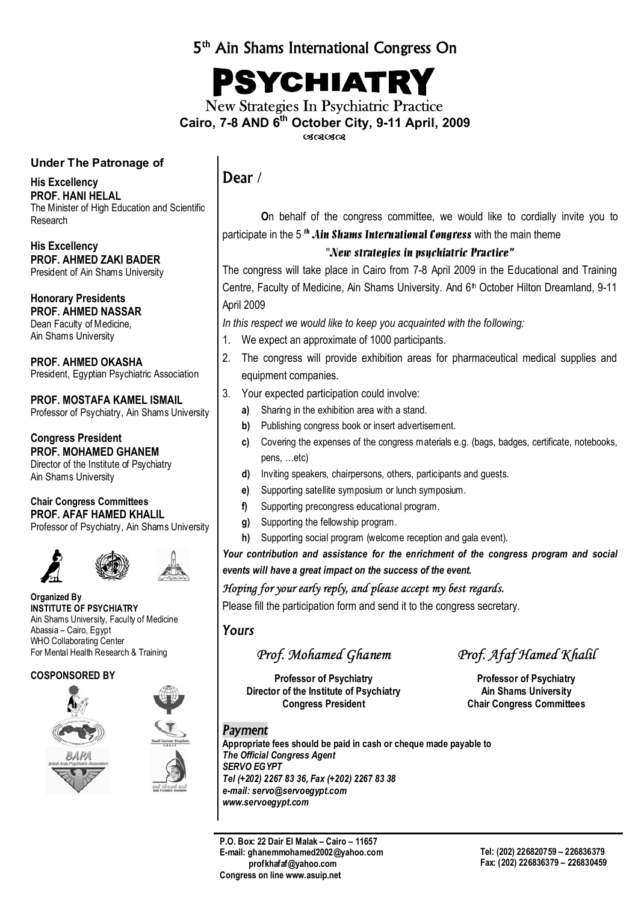# 5th Ain Shams International Congress On

# PSYCHIATRY

## New Strategies In Psychiatric Practice

**Cairo, 7-8 AND 6th October City, 9-11 April, 2009**

### Under The Patronage of

**His Excellency**
**PROF. HANI HELAL**
The Minister of High Education and Scientific Research

**His Excellency**
**PROF. AHMED ZAKI BADER**
President of Ain Shams University

**Honorary Presidents**
**PROF. AHMED NASSAR**
Dean Faculty of Medicine, Ain Shams University

**PROF. AHMED OKASHA**
President, Egyptian Psychiatric Association

**PROF. MOSTAFA KAMEL ISMAIL**
Professor of Psychiatry, Ain Shams University

**Congress President**
**PROF. MOHAMED GHANEM**
Director of the Institute of Psychiatry
Ain Shams University

**Chair Congress Committees**
**PROF. AFAF HAMED KHALIL**
Professor of Psychiatry, Ain Shams University

**Organized By**
**INSTITUTE OF PSYCHIATRY**
Ain Shams University, Faculty of Medicine
Abassia – Cairo, Egypt
WHO Collaborating Center
For Mental Health Research & Training

**COSPONSORED BY**

BAPA
British Arab Psychiatric Association

Saudi German Hospitals

## Dear /

**O**n behalf of the congress committee, we would like to cordially invite you to participate in the 5th ***Ain Shams International Congress*** with the main theme

***"New strategies in psychiatric Practice"***

The congress will take place in Cairo from 7-8 April 2009 in the Educational and Training Centre, Faculty of Medicine, Ain Shams University. And 6th October Hilton Dreamland, 9-11 April 2009

*In this respect we would like to keep you acquainted with the following:*

1. We expect an approximate of 1000 participants.
2. The congress will provide exhibition areas for pharmaceutical medical supplies and equipment companies.
3. Your expected participation could involve:
   - **a)** Sharing in the exhibition area with a stand.
   - **b)** Publishing congress book or insert advertisement.
   - **c)** Covering the expenses of the congress materials e.g. (bags, badges, certificate, notebooks, pens, …etc)
   - **d)** Inviting speakers, chairpersons, others, participants and guests.
   - **e)** Supporting satellite symposium or lunch symposium.
   - **f)** Supporting precongress educational program.
   - **g)** Supporting the fellowship program.
   - **h)** Supporting social program (welcome reception and gala event).

***Your contribution and assistance for the enrichment of the congress program and social events will have a great impact on the success of the event.***

*Hoping for your early reply, and please accept my best regards.*

Please fill the participation form and send it to the congress secretary.

*Yours*

*Prof. Mohamed Ghanem*

**Professor of Psychiatry**
**Director of the Institute of Psychiatry**
**Congress President**

*Prof. Afaf Hamed Khalil*

**Professor of Psychiatry**
**Ain Shams University**
**Chair Congress Committees**

### *Payment*

**Appropriate fees should be paid in cash or cheque made payable to**
***The Official Congress Agent***
***SERVO EGYPT***
***Tel (+202) 2267 83 36, Fax (+202) 2267 83 38***
***e-mail: servo@servoegypt.com***
***www.servoegypt.com***

**P.O. Box: 22 Dair El Malak – Cairo – 11657**
**E-mail: ghanemmohamed2002@yahoo.com**
**profkhafaf@yahoo.com**
**Congress on line www.asuip.net**

**Tel: (202) 226820759 – 226836379**
**Fax: (202) 226836379 – 226830459**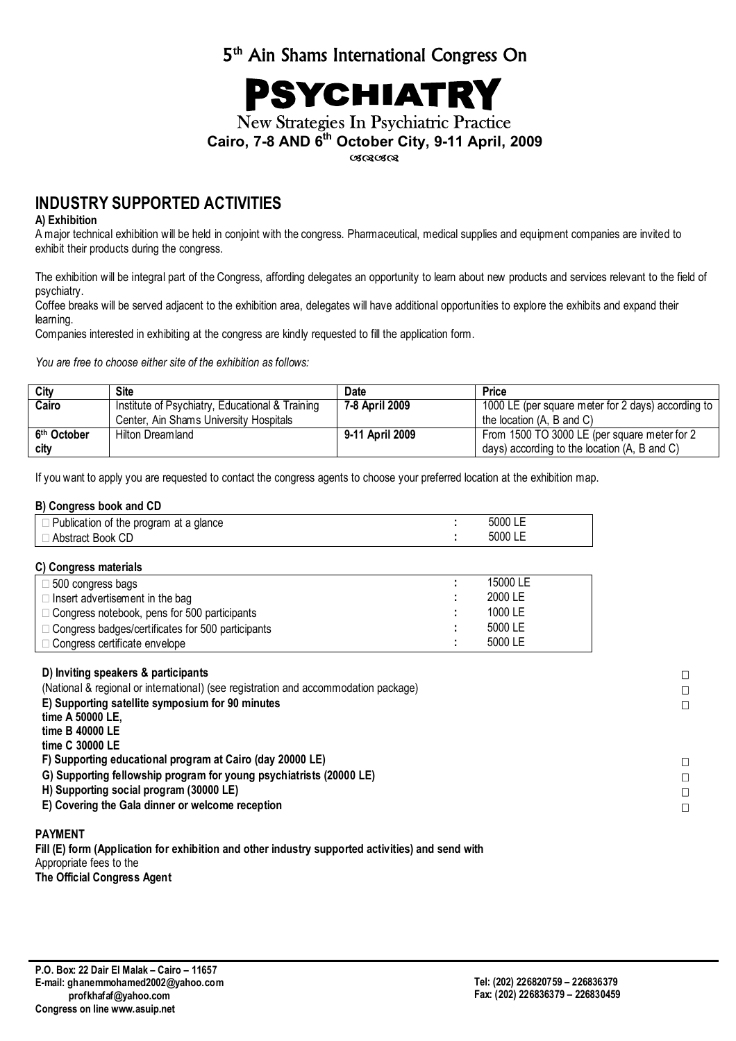# 5th Ain Shams International Congress On

# PSYCHIATRY

New Strategies In Psychiatric Practice

**Cairo, 7-8 AND 6th October City, 9-11 April, 2009**

## INDUSTRY SUPPORTED ACTIVITIES

**A) Exhibition**

A major technical exhibition will be held in conjoint with the congress. Pharmaceutical, medical supplies and equipment companies are invited to exhibit their products during the congress.

The exhibition will be integral part of the Congress, affording delegates an opportunity to learn about new products and services relevant to the field of psychiatry.

Coffee breaks will be served adjacent to the exhibition area, delegates will have additional opportunities to explore the exhibits and expand their learning.

Companies interested in exhibiting at the congress are kindly requested to fill the application form.

*You are free to choose either site of the exhibition as follows:*

| City | Site | Date | Price |
|---|---|---|---|
| **Cairo** | Institute of Psychiatry, Educational & Training Center, Ain Shams University Hospitals | **7-8 April 2009** | 1000 LE (per square meter for 2 days) according to the location (A, B and C) |
| **6th October city** | Hilton Dreamland | **9-11 April 2009** | From 1500 TO 3000 LE (per square meter for 2 days) according to the location (A, B and C) |

If you want to apply you are requested to contact the congress agents to choose your preferred location at the exhibition map.

**B) Congress book and CD**

| | | |
|---|---|---|
| □ Publication of the program at a glance | : | 5000 LE |
| □ Abstract Book CD | : | 5000 LE |

**C) Congress materials**

| | | |
|---|---|---|
| □ 500 congress bags | : | 15000 LE |
| □ Insert advertisement in the bag | : | 2000 LE |
| □ Congress notebook, pens for 500 participants | : | 1000 LE |
| □ Congress badges/certificates for 500 participants | : | 5000 LE |
| □ Congress certificate envelope | : | 5000 LE |

**D) Inviting speakers & participants** □

(National & regional or international) (see registration and accommodation package) □

**E) Supporting satellite symposium for 90 minutes** □

**time A 50000 LE,**

**time B 40000 LE**

**time C 30000 LE**

**F) Supporting educational program at Cairo (day 20000 LE)** □

**G) Supporting fellowship program for young psychiatrists (20000 LE)** □

**H) Supporting social program (30000 LE)** □

**E) Covering the Gala dinner or welcome reception** □

**PAYMENT**

**Fill (E) form (Application for exhibition and other industry supported activities) and send with**

Appropriate fees to the

**The Official Congress Agent**

**P.O. Box: 22 Dair El Malak – Cairo – 11657**
**E-mail: ghanemmohamed2002@yahoo.com**
**profkhafaf@yahoo.com**
**Congress on line www.asuip.net**

**Tel: (202) 226820759 – 226836379**
**Fax: (202) 226836379 – 226830459**